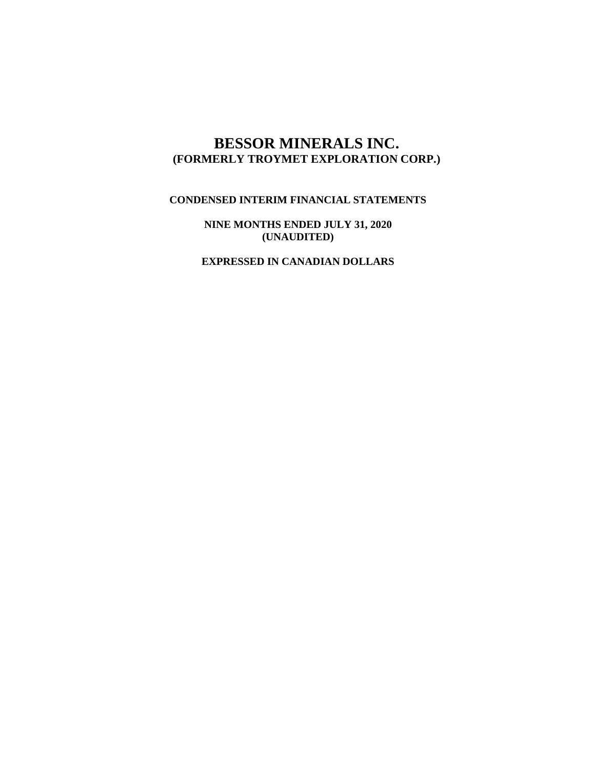# BESSOR MINERALS INC.
## (FORMERLY TROYMET EXPLORATION CORP.)

**CONDENSED INTERIM FINANCIAL STATEMENTS**

**NINE MONTHS ENDED JULY 31, 2020**
**(UNAUDITED)**

**EXPRESSED IN CANADIAN DOLLARS**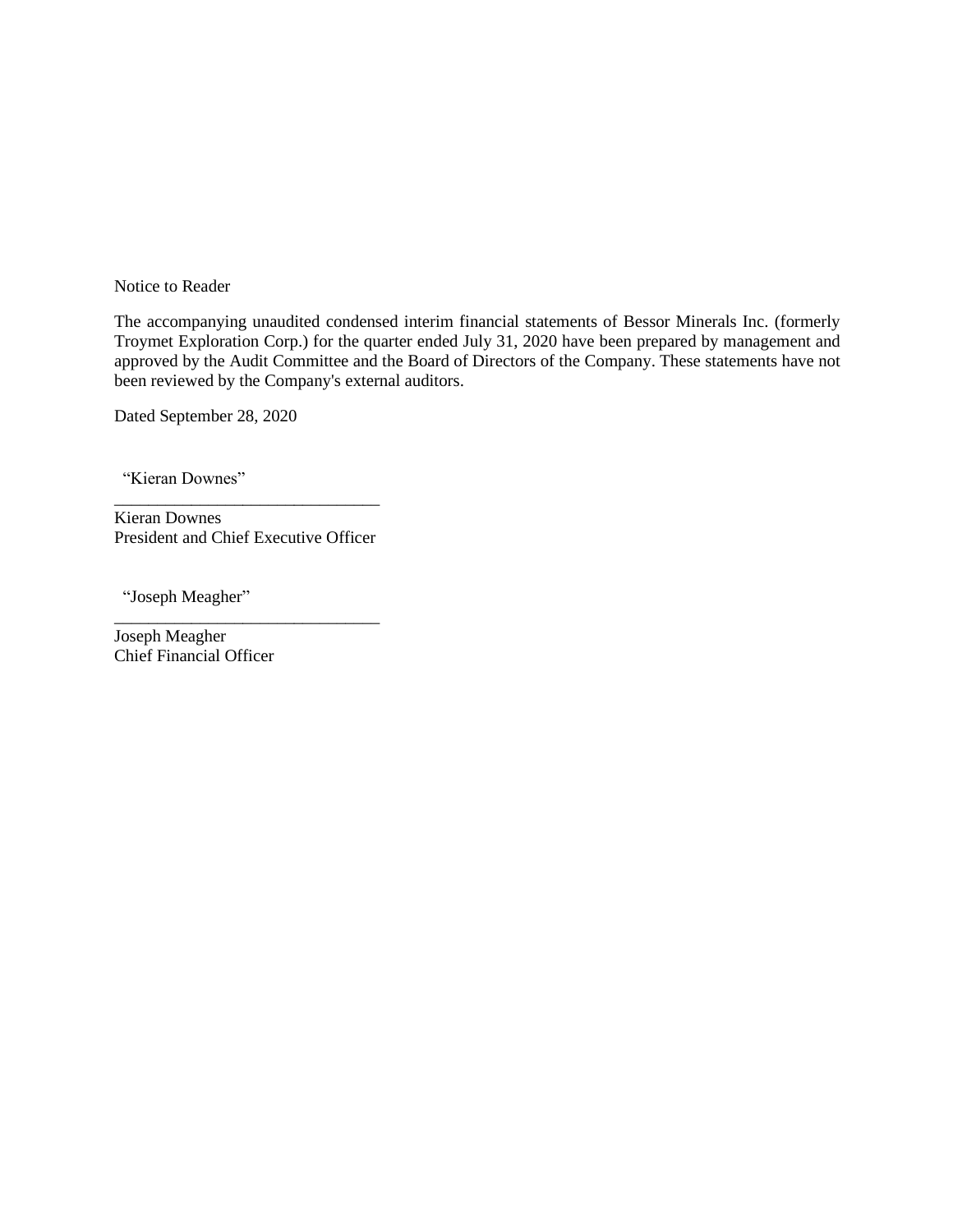Notice to Reader

The accompanying unaudited condensed interim financial statements of Bessor Minerals Inc. (formerly Troymet Exploration Corp.) for the quarter ended July 31, 2020 have been prepared by management and approved by the Audit Committee and the Board of Directors of the Company. These statements have not been reviewed by the Company's external auditors.

Dated September 28, 2020

"Kieran Downes"

_______________________________

Kieran Downes
President and Chief Executive Officer

"Joseph Meagher"

_______________________________

Joseph Meagher
Chief Financial Officer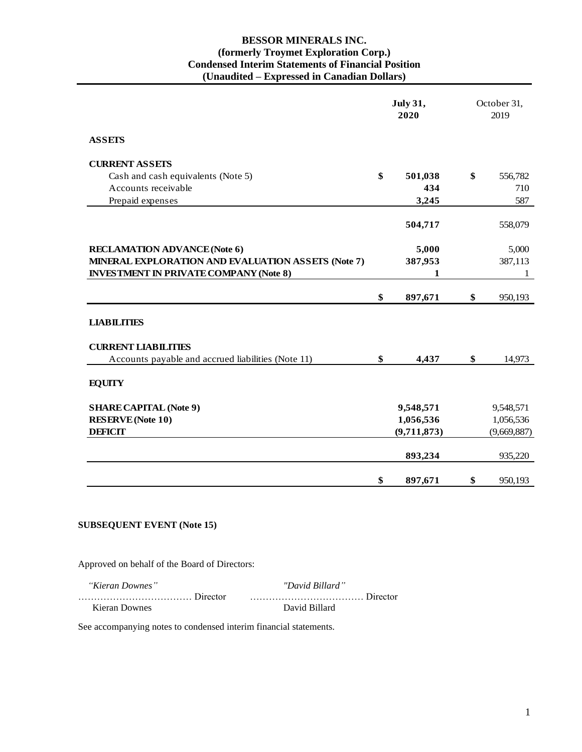# BESSOR MINERALS INC.
## (formerly Troymet Exploration Corp.)
## Condensed Interim Statements of Financial Position
## (Unaudited – Expressed in Canadian Dollars)

| | July 31, 2020 | October 31, 2019 |
|---|---|---|
| **ASSETS** | | |
| **CURRENT ASSETS** | | |
| Cash and cash equivalents (Note 5) | $ 501,038 | $ 556,782 |
| Accounts receivable | 434 | 710 |
| Prepaid expenses | 3,245 | 587 |
| | 504,717 | 558,079 |
| **RECLAMATION ADVANCE (Note 6)** | 5,000 | 5,000 |
| **MINERAL EXPLORATION AND EVALUATION ASSETS (Note 7)** | 387,953 | 387,113 |
| **INVESTMENT IN PRIVATE COMPANY (Note 8)** | 1 | 1 |
| | $ 897,671 | $ 950,193 |
| **LIABILITIES** | | |
| **CURRENT LIABILITIES** | | |
| Accounts payable and accrued liabilities (Note 11) | $ 4,437 | $ 14,973 |
| **EQUITY** | | |
| **SHARE CAPITAL (Note 9)** | 9,548,571 | 9,548,571 |
| **RESERVE (Note 10)** | 1,056,536 | 1,056,536 |
| **DEFICIT** | (9,711,873) | (9,669,887) |
| | 893,234 | 935,220 |
| | $ 897,671 | $ 950,193 |

**SUBSEQUENT EVENT (Note 15)**

Approved on behalf of the Board of Directors:

| | |
|---|---|
| *"Kieran Downes"* | *"David Billard"* |
| ……………………………… Director | ……………………………… Director |
| Kieran Downes | David Billard |

See accompanying notes to condensed interim financial statements.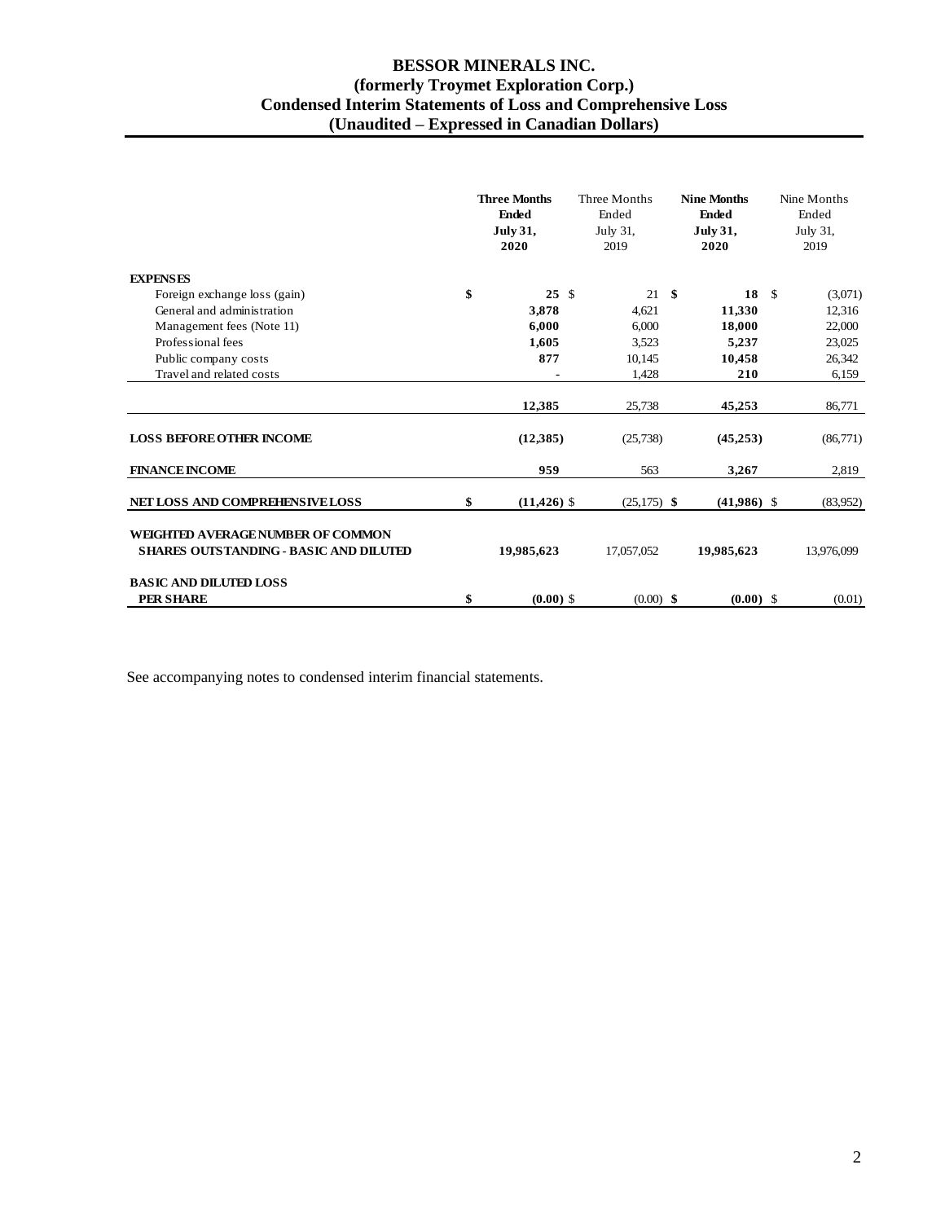# BESSOR MINERALS INC.
## (formerly Troymet Exploration Corp.)
## Condensed Interim Statements of Loss and Comprehensive Loss
## (Unaudited – Expressed in Canadian Dollars)

| | **Three Months Ended July 31, 2020** | Three Months Ended July 31, 2019 | **Nine Months Ended July 31, 2020** | Nine Months Ended July 31, 2019 |
|---|---|---|---|---|
| **EXPENSES** | | | | |
| Foreign exchange loss (gain) | **$ 25** | $ 21 | **$ 18** | $ (3,071) |
| General and administration | **3,878** | 4,621 | **11,330** | 12,316 |
| Management fees (Note 11) | **6,000** | 6,000 | **18,000** | 22,000 |
| Professional fees | **1,605** | 3,523 | **5,237** | 23,025 |
| Public company costs | **877** | 10,145 | **10,458** | 26,342 |
| Travel and related costs | **-** | 1,428 | **210** | 6,159 |
| | **12,385** | 25,738 | **45,253** | 86,771 |
| **LOSS BEFORE OTHER INCOME** | **(12,385)** | (25,738) | **(45,253)** | (86,771) |
| **FINANCE INCOME** | **959** | 563 | **3,267** | 2,819 |
| **NET LOSS AND COMPREHENSIVE LOSS** | **$ (11,426)** | $ (25,175) | **$ (41,986)** | $ (83,952) |
| **WEIGHTED AVERAGE NUMBER OF COMMON SHARES OUTSTANDING - BASIC AND DILUTED** | **19,985,623** | 17,057,052 | **19,985,623** | 13,976,099 |
| **BASIC AND DILUTED LOSS PER SHARE** | **$ (0.00)** | $ (0.00) | **$ (0.00)** | $ (0.01) |

See accompanying notes to condensed interim financial statements.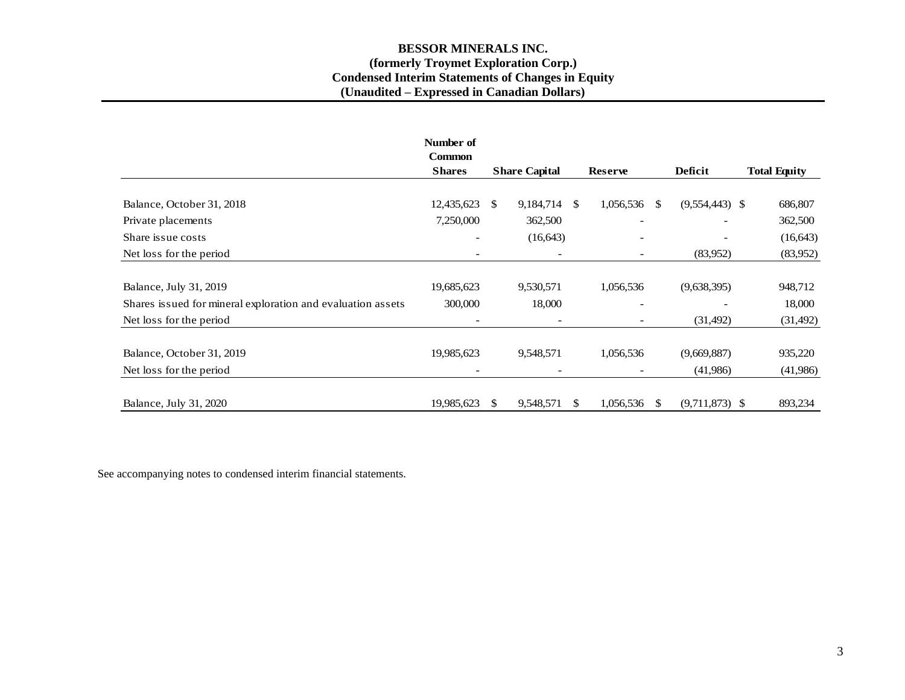# BESSOR MINERALS INC.
## (formerly Troymet Exploration Corp.)
## Condensed Interim Statements of Changes in Equity
## (Unaudited – Expressed in Canadian Dollars)

| | Number of Common Shares | Share Capital | Reserve | Deficit | Total Equity |
|---|---|---|---|---|---|
| Balance, October 31, 2018 | 12,435,623 | $ 9,184,714 | $ 1,056,536 | $ (9,554,443) | $ 686,807 |
| Private placements | 7,250,000 | 362,500 | - | - | 362,500 |
| Share issue costs | - | (16,643) | - | - | (16,643) |
| Net loss for the period | - | - | - | (83,952) | (83,952) |
| Balance, July 31, 2019 | 19,685,623 | 9,530,571 | 1,056,536 | (9,638,395) | 948,712 |
| Shares issued for mineral exploration and evaluation assets | 300,000 | 18,000 | - | - | 18,000 |
| Net loss for the period | - | - | - | (31,492) | (31,492) |
| Balance, October 31, 2019 | 19,985,623 | 9,548,571 | 1,056,536 | (9,669,887) | 935,220 |
| Net loss for the period | - | - | - | (41,986) | (41,986) |
| Balance, July 31, 2020 | 19,985,623 | $ 9,548,571 | $ 1,056,536 | $ (9,711,873) | $ 893,234 |

See accompanying notes to condensed interim financial statements.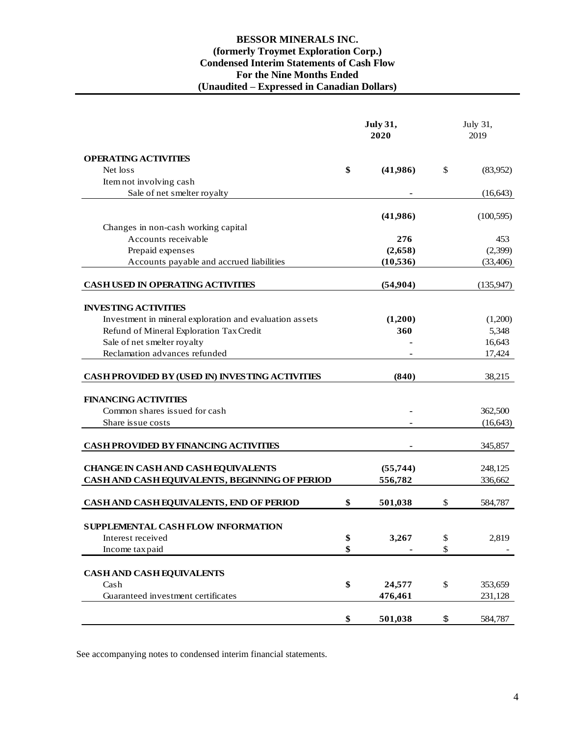# BESSOR MINERALS INC.
## (formerly Troymet Exploration Corp.)
## Condensed Interim Statements of Cash Flow
## For the Nine Months Ended
## (Unaudited – Expressed in Canadian Dollars)

| | **July 31, 2020** | July 31, 2019 |
|---|---|---|
| **OPERATING ACTIVITIES** | | |
| Net loss | **$ (41,986)** | $ (83,952) |
| Item not involving cash | | |
| Sale of net smelter royalty | **-** | (16,643) |
| | **(41,986)** | (100,595) |
| Changes in non-cash working capital | | |
| Accounts receivable | **276** | 453 |
| Prepaid expenses | **(2,658)** | (2,399) |
| Accounts payable and accrued liabilities | **(10,536)** | (33,406) |
| **CASH USED IN OPERATING ACTIVITIES** | **(54,904)** | (135,947) |
| **INVESTING ACTIVITIES** | | |
| Investment in mineral exploration and evaluation assets | **(1,200)** | (1,200) |
| Refund of Mineral Exploration Tax Credit | **360** | 5,348 |
| Sale of net smelter royalty | **-** | 16,643 |
| Reclamation advances refunded | **-** | 17,424 |
| **CASH PROVIDED BY (USED IN) INVESTING ACTIVITIES** | **(840)** | 38,215 |
| **FINANCING ACTIVITIES** | | |
| Common shares issued for cash | **-** | 362,500 |
| Share issue costs | **-** | (16,643) |
| **CASH PROVIDED BY FINANCING ACTIVITIES** | **-** | 345,857 |
| **CHANGE IN CASH AND CASH EQUIVALENTS** | **(55,744)** | 248,125 |
| **CASH AND CASH EQUIVALENTS, BEGINNING OF PERIOD** | **556,782** | 336,662 |
| **CASH AND CASH EQUIVALENTS, END OF PERIOD** | **$ 501,038** | $ 584,787 |
| **SUPPLEMENTAL CASH FLOW INFORMATION** | | |
| Interest received | **$ 3,267** | $ 2,819 |
| Income tax paid | **$ -** | $ - |
| **CASH AND CASH EQUIVALENTS** | | |
| Cash | **$ 24,577** | $ 353,659 |
| Guaranteed investment certificates | **476,461** | 231,128 |
| | **$ 501,038** | **$** 584,787 |

See accompanying notes to condensed interim financial statements.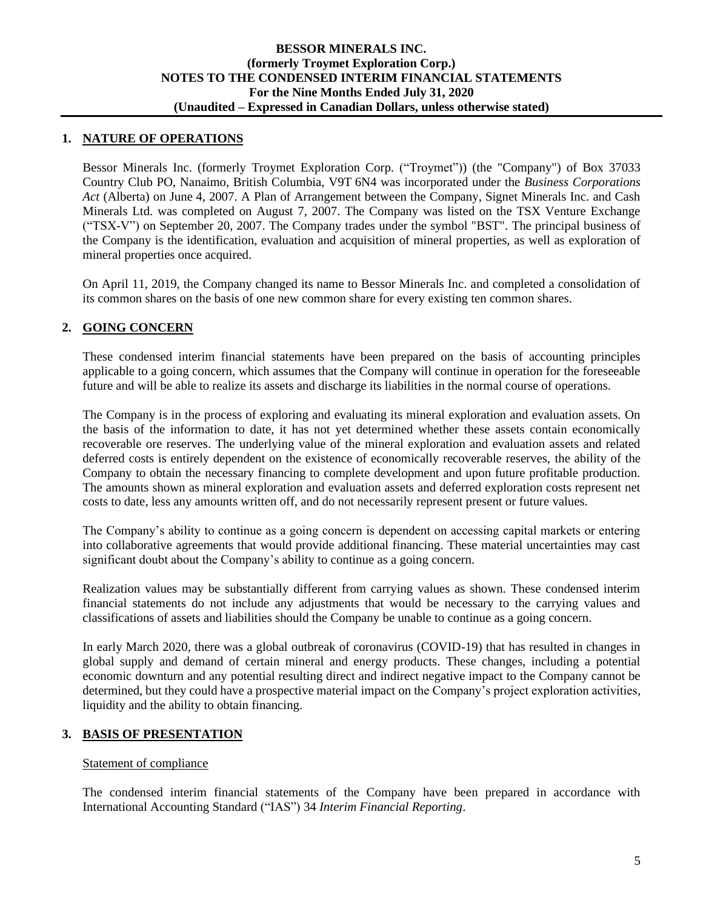## 1. NATURE OF OPERATIONS

Bessor Minerals Inc. (formerly Troymet Exploration Corp. ("Troymet")) (the "Company") of Box 37033 Country Club PO, Nanaimo, British Columbia, V9T 6N4 was incorporated under the *Business Corporations Act* (Alberta) on June 4, 2007. A Plan of Arrangement between the Company, Signet Minerals Inc. and Cash Minerals Ltd. was completed on August 7, 2007. The Company was listed on the TSX Venture Exchange ("TSX-V") on September 20, 2007. The Company trades under the symbol "BST". The principal business of the Company is the identification, evaluation and acquisition of mineral properties, as well as exploration of mineral properties once acquired.

On April 11, 2019, the Company changed its name to Bessor Minerals Inc. and completed a consolidation of its common shares on the basis of one new common share for every existing ten common shares.

## 2. GOING CONCERN

These condensed interim financial statements have been prepared on the basis of accounting principles applicable to a going concern, which assumes that the Company will continue in operation for the foreseeable future and will be able to realize its assets and discharge its liabilities in the normal course of operations.

The Company is in the process of exploring and evaluating its mineral exploration and evaluation assets. On the basis of the information to date, it has not yet determined whether these assets contain economically recoverable ore reserves. The underlying value of the mineral exploration and evaluation assets and related deferred costs is entirely dependent on the existence of economically recoverable reserves, the ability of the Company to obtain the necessary financing to complete development and upon future profitable production. The amounts shown as mineral exploration and evaluation assets and deferred exploration costs represent net costs to date, less any amounts written off, and do not necessarily represent present or future values.

The Company's ability to continue as a going concern is dependent on accessing capital markets or entering into collaborative agreements that would provide additional financing. These material uncertainties may cast significant doubt about the Company's ability to continue as a going concern.

Realization values may be substantially different from carrying values as shown. These condensed interim financial statements do not include any adjustments that would be necessary to the carrying values and classifications of assets and liabilities should the Company be unable to continue as a going concern.

In early March 2020, there was a global outbreak of coronavirus (COVID-19) that has resulted in changes in global supply and demand of certain mineral and energy products. These changes, including a potential economic downturn and any potential resulting direct and indirect negative impact to the Company cannot be determined, but they could have a prospective material impact on the Company's project exploration activities, liquidity and the ability to obtain financing.

## 3. BASIS OF PRESENTATION

Statement of compliance

The condensed interim financial statements of the Company have been prepared in accordance with International Accounting Standard ("IAS") 34 *Interim Financial Reporting*.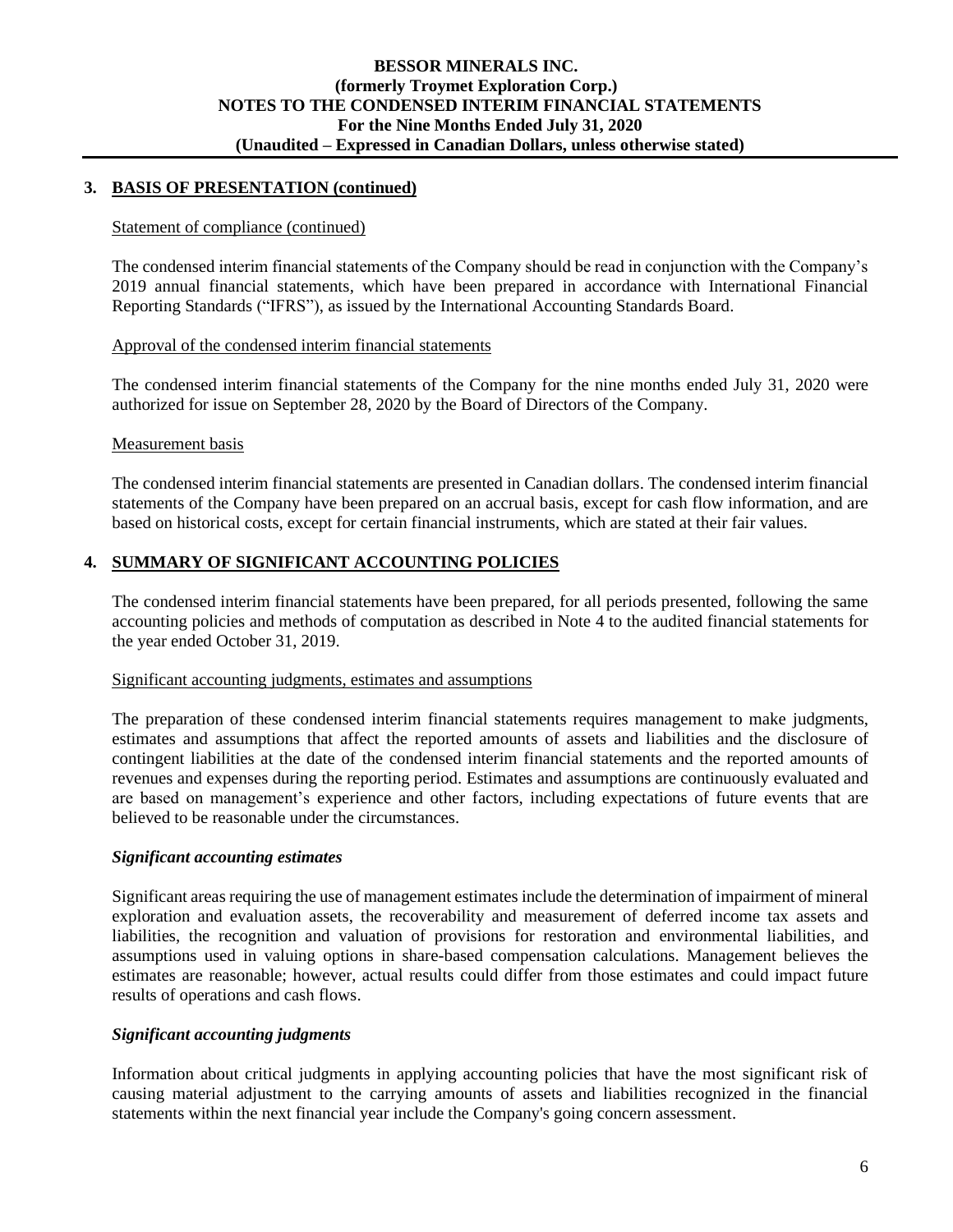## 3. BASIS OF PRESENTATION (continued)

Statement of compliance (continued)

The condensed interim financial statements of the Company should be read in conjunction with the Company's 2019 annual financial statements, which have been prepared in accordance with International Financial Reporting Standards ("IFRS"), as issued by the International Accounting Standards Board.

Approval of the condensed interim financial statements

The condensed interim financial statements of the Company for the nine months ended July 31, 2020 were authorized for issue on September 28, 2020 by the Board of Directors of the Company.

Measurement basis

The condensed interim financial statements are presented in Canadian dollars. The condensed interim financial statements of the Company have been prepared on an accrual basis, except for cash flow information, and are based on historical costs, except for certain financial instruments, which are stated at their fair values.

## 4. SUMMARY OF SIGNIFICANT ACCOUNTING POLICIES

The condensed interim financial statements have been prepared, for all periods presented, following the same accounting policies and methods of computation as described in Note 4 to the audited financial statements for the year ended October 31, 2019.

Significant accounting judgments, estimates and assumptions

The preparation of these condensed interim financial statements requires management to make judgments, estimates and assumptions that affect the reported amounts of assets and liabilities and the disclosure of contingent liabilities at the date of the condensed interim financial statements and the reported amounts of revenues and expenses during the reporting period. Estimates and assumptions are continuously evaluated and are based on management's experience and other factors, including expectations of future events that are believed to be reasonable under the circumstances.

***Significant accounting estimates***

Significant areas requiring the use of management estimates include the determination of impairment of mineral exploration and evaluation assets, the recoverability and measurement of deferred income tax assets and liabilities, the recognition and valuation of provisions for restoration and environmental liabilities, and assumptions used in valuing options in share-based compensation calculations. Management believes the estimates are reasonable; however, actual results could differ from those estimates and could impact future results of operations and cash flows.

***Significant accounting judgments***

Information about critical judgments in applying accounting policies that have the most significant risk of causing material adjustment to the carrying amounts of assets and liabilities recognized in the financial statements within the next financial year include the Company's going concern assessment.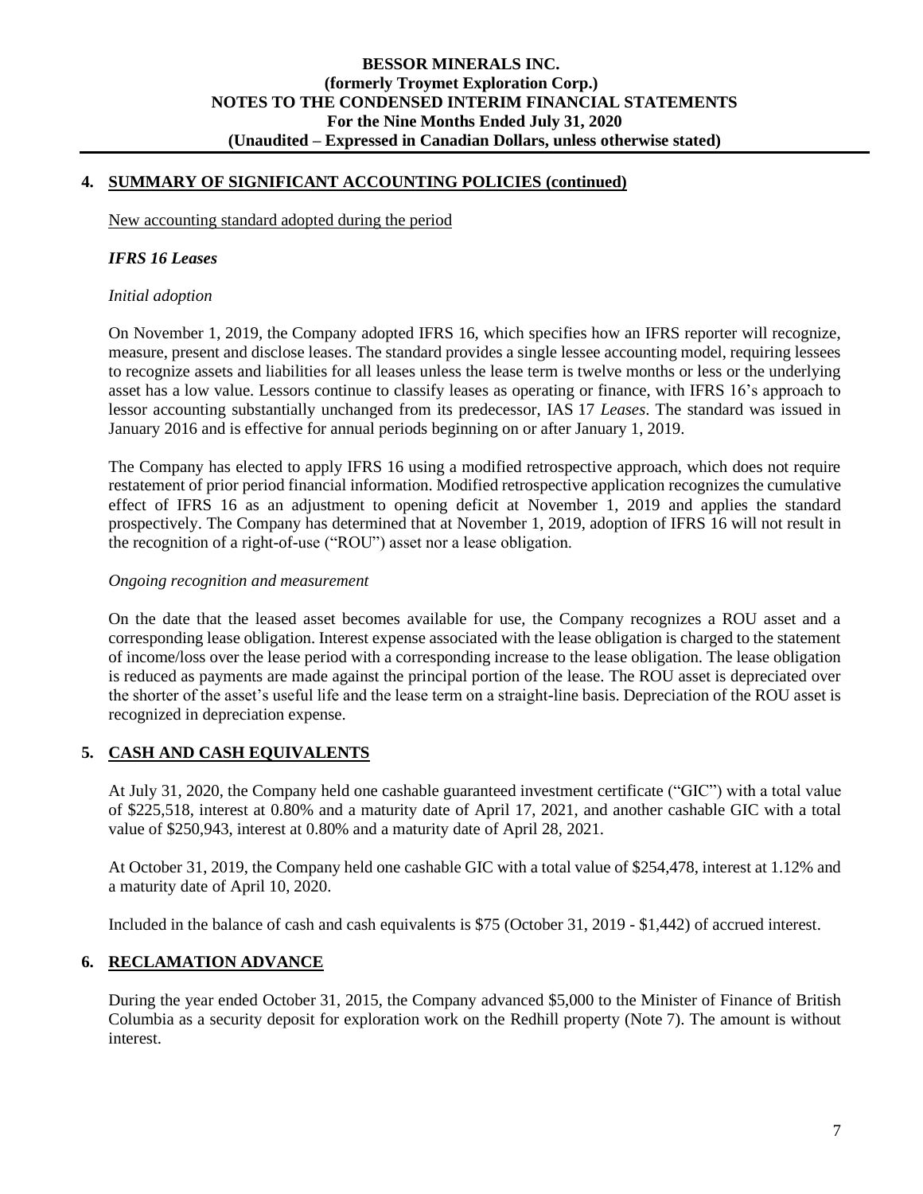## 4. SUMMARY OF SIGNIFICANT ACCOUNTING POLICIES (continued)

New accounting standard adopted during the period

***IFRS 16 Leases***

*Initial adoption*

On November 1, 2019, the Company adopted IFRS 16, which specifies how an IFRS reporter will recognize, measure, present and disclose leases. The standard provides a single lessee accounting model, requiring lessees to recognize assets and liabilities for all leases unless the lease term is twelve months or less or the underlying asset has a low value. Lessors continue to classify leases as operating or finance, with IFRS 16's approach to lessor accounting substantially unchanged from its predecessor, IAS 17 *Leases*. The standard was issued in January 2016 and is effective for annual periods beginning on or after January 1, 2019.

The Company has elected to apply IFRS 16 using a modified retrospective approach, which does not require restatement of prior period financial information. Modified retrospective application recognizes the cumulative effect of IFRS 16 as an adjustment to opening deficit at November 1, 2019 and applies the standard prospectively. The Company has determined that at November 1, 2019, adoption of IFRS 16 will not result in the recognition of a right-of-use ("ROU") asset nor a lease obligation.

*Ongoing recognition and measurement*

On the date that the leased asset becomes available for use, the Company recognizes a ROU asset and a corresponding lease obligation. Interest expense associated with the lease obligation is charged to the statement of income/loss over the lease period with a corresponding increase to the lease obligation. The lease obligation is reduced as payments are made against the principal portion of the lease. The ROU asset is depreciated over the shorter of the asset's useful life and the lease term on a straight-line basis. Depreciation of the ROU asset is recognized in depreciation expense.

## 5. CASH AND CASH EQUIVALENTS

At July 31, 2020, the Company held one cashable guaranteed investment certificate ("GIC") with a total value of $225,518, interest at 0.80% and a maturity date of April 17, 2021, and another cashable GIC with a total value of $250,943, interest at 0.80% and a maturity date of April 28, 2021.

At October 31, 2019, the Company held one cashable GIC with a total value of $254,478, interest at 1.12% and a maturity date of April 10, 2020.

Included in the balance of cash and cash equivalents is $75 (October 31, 2019 - $1,442) of accrued interest.

## 6. RECLAMATION ADVANCE

During the year ended October 31, 2015, the Company advanced $5,000 to the Minister of Finance of British Columbia as a security deposit for exploration work on the Redhill property (Note 7). The amount is without interest.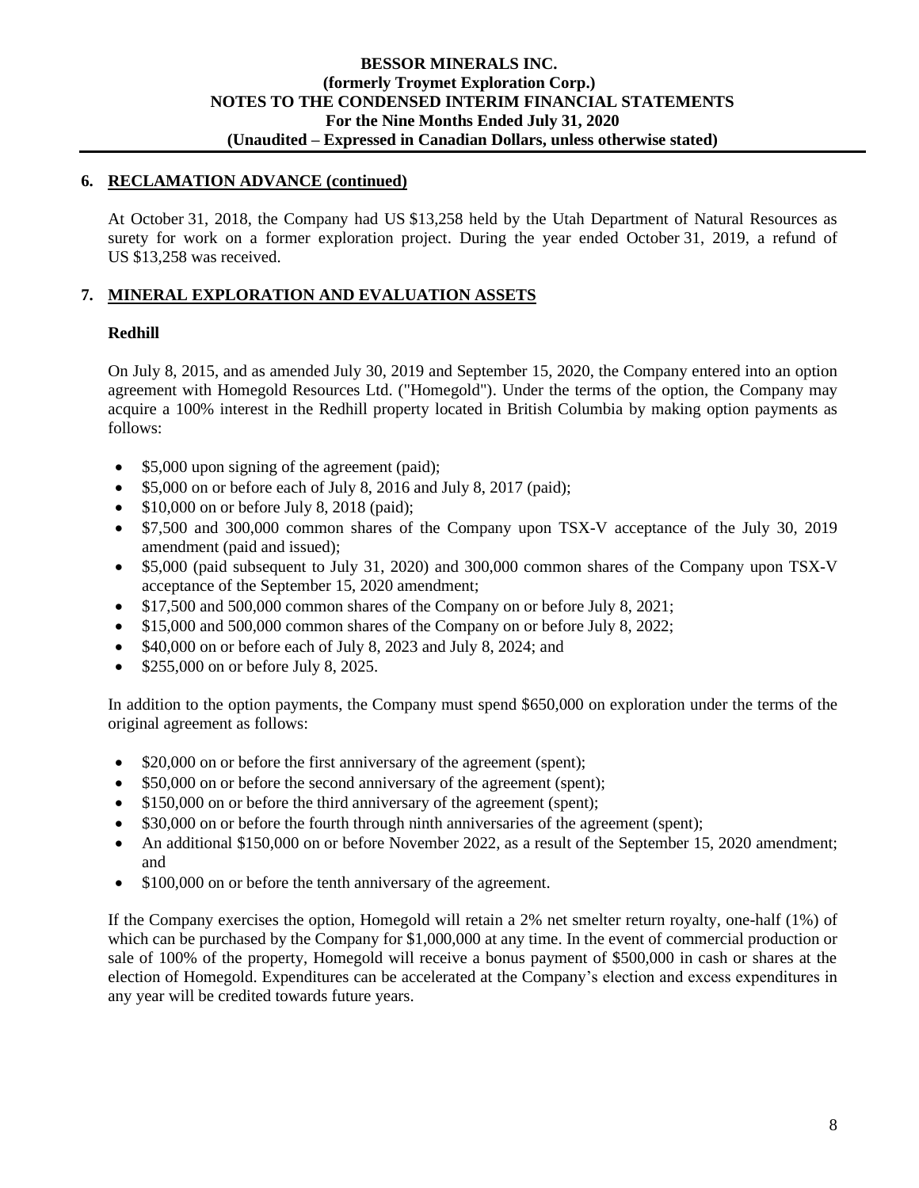## 6. RECLAMATION ADVANCE (continued)

At October 31, 2018, the Company had US $13,258 held by the Utah Department of Natural Resources as surety for work on a former exploration project. During the year ended October 31, 2019, a refund of US $13,258 was received.

## 7. MINERAL EXPLORATION AND EVALUATION ASSETS

### Redhill

On July 8, 2015, and as amended July 30, 2019 and September 15, 2020, the Company entered into an option agreement with Homegold Resources Ltd. ("Homegold"). Under the terms of the option, the Company may acquire a 100% interest in the Redhill property located in British Columbia by making option payments as follows:

- $5,000 upon signing of the agreement (paid);
- $5,000 on or before each of July 8, 2016 and July 8, 2017 (paid);
- $10,000 on or before July 8, 2018 (paid);
- $7,500 and 300,000 common shares of the Company upon TSX-V acceptance of the July 30, 2019 amendment (paid and issued);
- $5,000 (paid subsequent to July 31, 2020) and 300,000 common shares of the Company upon TSX-V acceptance of the September 15, 2020 amendment;
- $17,500 and 500,000 common shares of the Company on or before July 8, 2021;
- $15,000 and 500,000 common shares of the Company on or before July 8, 2022;
- $40,000 on or before each of July 8, 2023 and July 8, 2024; and
- $255,000 on or before July 8, 2025.

In addition to the option payments, the Company must spend $650,000 on exploration under the terms of the original agreement as follows:

- $20,000 on or before the first anniversary of the agreement (spent);
- $50,000 on or before the second anniversary of the agreement (spent);
- $150,000 on or before the third anniversary of the agreement (spent);
- $30,000 on or before the fourth through ninth anniversaries of the agreement (spent);
- An additional $150,000 on or before November 2022, as a result of the September 15, 2020 amendment; and
- $100,000 on or before the tenth anniversary of the agreement.

If the Company exercises the option, Homegold will retain a 2% net smelter return royalty, one-half (1%) of which can be purchased by the Company for $1,000,000 at any time. In the event of commercial production or sale of 100% of the property, Homegold will receive a bonus payment of $500,000 in cash or shares at the election of Homegold. Expenditures can be accelerated at the Company's election and excess expenditures in any year will be credited towards future years.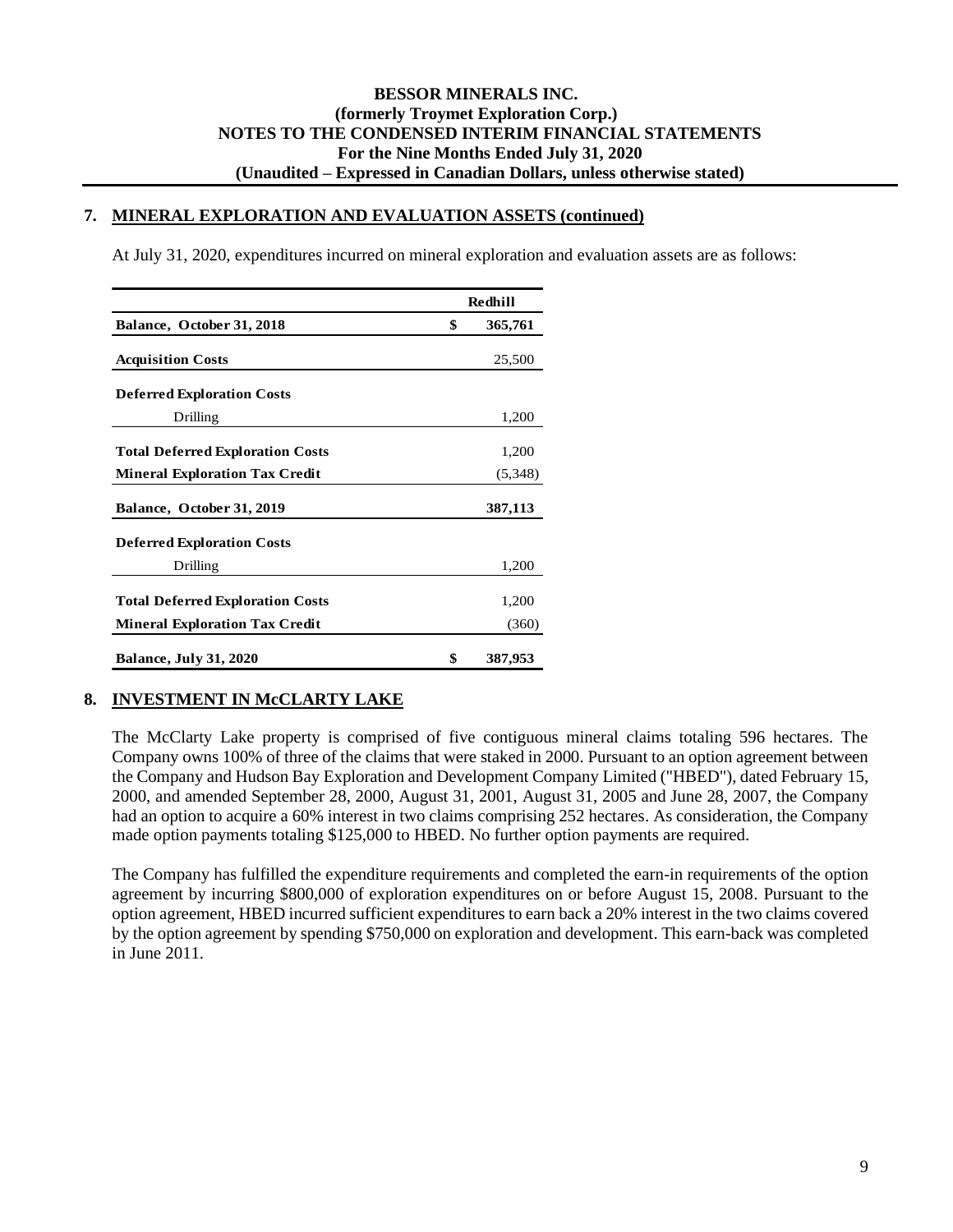## 7. MINERAL EXPLORATION AND EVALUATION ASSETS (continued)

At July 31, 2020, expenditures incurred on mineral exploration and evaluation assets are as follows:

| | Redhill |
|---|---|
| **Balance, October 31, 2018** | **$ 365,761** |
| **Acquisition Costs** | 25,500 |
| **Deferred Exploration Costs** | |
| Drilling | 1,200 |
| **Total Deferred Exploration Costs** | 1,200 |
| **Mineral Exploration Tax Credit** | (5,348) |
| **Balance, October 31, 2019** | **387,113** |
| **Deferred Exploration Costs** | |
| Drilling | 1,200 |
| **Total Deferred Exploration Costs** | 1,200 |
| **Mineral Exploration Tax Credit** | (360) |
| **Balance, July 31, 2020** | **$ 387,953** |

## 8. INVESTMENT IN McCLARTY LAKE

The McClarty Lake property is comprised of five contiguous mineral claims totaling 596 hectares. The Company owns 100% of three of the claims that were staked in 2000. Pursuant to an option agreement between the Company and Hudson Bay Exploration and Development Company Limited ("HBED"), dated February 15, 2000, and amended September 28, 2000, August 31, 2001, August 31, 2005 and June 28, 2007, the Company had an option to acquire a 60% interest in two claims comprising 252 hectares. As consideration, the Company made option payments totaling $125,000 to HBED. No further option payments are required.

The Company has fulfilled the expenditure requirements and completed the earn-in requirements of the option agreement by incurring $800,000 of exploration expenditures on or before August 15, 2008. Pursuant to the option agreement, HBED incurred sufficient expenditures to earn back a 20% interest in the two claims covered by the option agreement by spending $750,000 on exploration and development. This earn-back was completed in June 2011.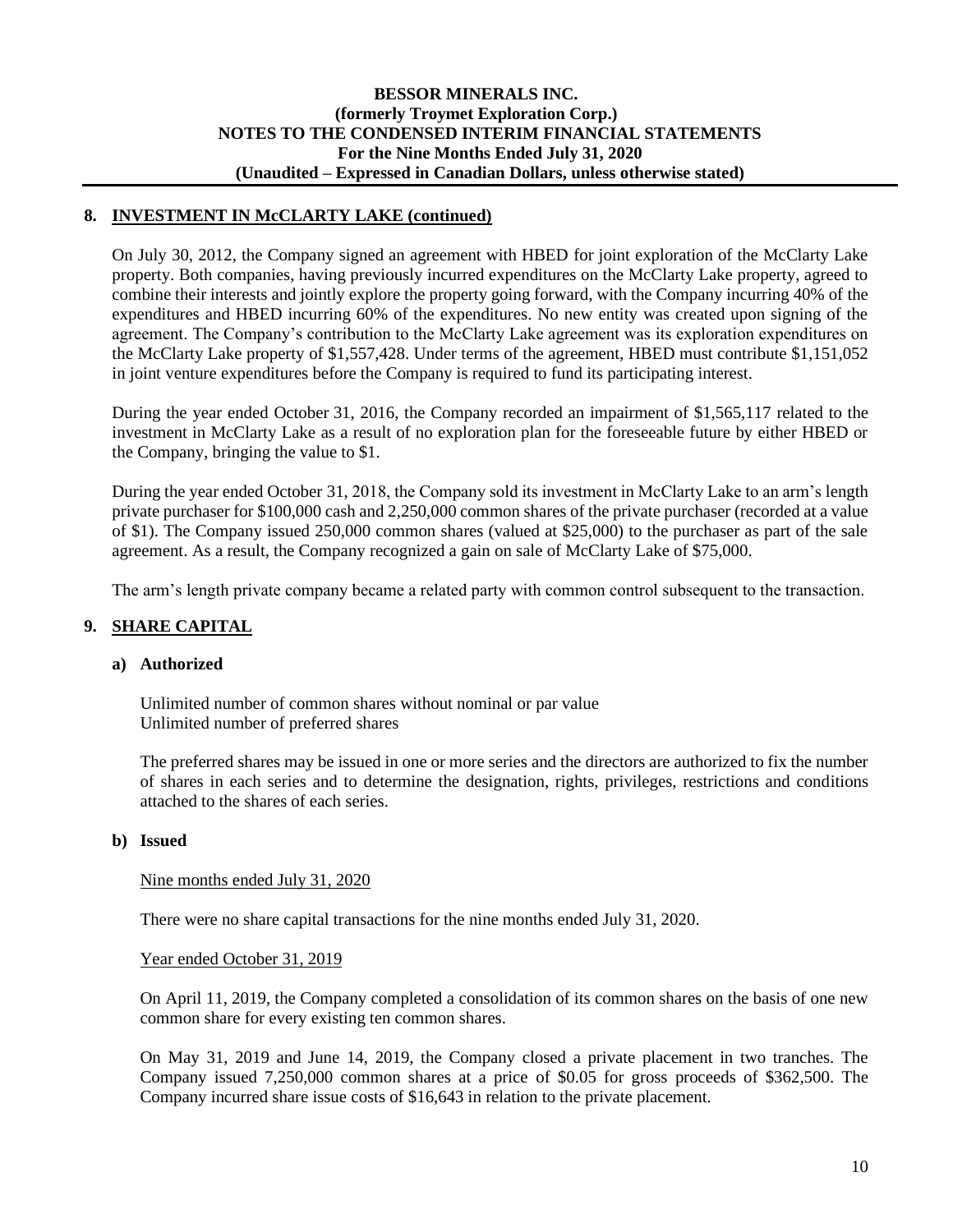## 8. INVESTMENT IN McCLARTY LAKE (continued)

On July 30, 2012, the Company signed an agreement with HBED for joint exploration of the McClarty Lake property. Both companies, having previously incurred expenditures on the McClarty Lake property, agreed to combine their interests and jointly explore the property going forward, with the Company incurring 40% of the expenditures and HBED incurring 60% of the expenditures. No new entity was created upon signing of the agreement. The Company's contribution to the McClarty Lake agreement was its exploration expenditures on the McClarty Lake property of $1,557,428. Under terms of the agreement, HBED must contribute $1,151,052 in joint venture expenditures before the Company is required to fund its participating interest.

During the year ended October 31, 2016, the Company recorded an impairment of $1,565,117 related to the investment in McClarty Lake as a result of no exploration plan for the foreseeable future by either HBED or the Company, bringing the value to $1.

During the year ended October 31, 2018, the Company sold its investment in McClarty Lake to an arm's length private purchaser for $100,000 cash and 2,250,000 common shares of the private purchaser (recorded at a value of $1). The Company issued 250,000 common shares (valued at $25,000) to the purchaser as part of the sale agreement. As a result, the Company recognized a gain on sale of McClarty Lake of $75,000.

The arm's length private company became a related party with common control subsequent to the transaction.

## 9. SHARE CAPITAL

### a) Authorized

Unlimited number of common shares without nominal or par value
Unlimited number of preferred shares

The preferred shares may be issued in one or more series and the directors are authorized to fix the number of shares in each series and to determine the designation, rights, privileges, restrictions and conditions attached to the shares of each series.

### b) Issued

Nine months ended July 31, 2020

There were no share capital transactions for the nine months ended July 31, 2020.

Year ended October 31, 2019

On April 11, 2019, the Company completed a consolidation of its common shares on the basis of one new common share for every existing ten common shares.

On May 31, 2019 and June 14, 2019, the Company closed a private placement in two tranches. The Company issued 7,250,000 common shares at a price of $0.05 for gross proceeds of $362,500. The Company incurred share issue costs of $16,643 in relation to the private placement.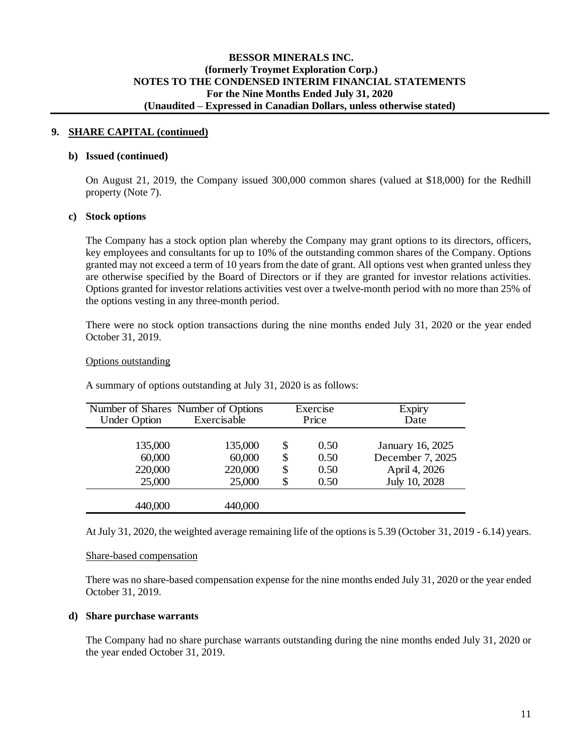## 9. SHARE CAPITAL (continued)

### b) Issued (continued)

On August 21, 2019, the Company issued 300,000 common shares (valued at $18,000) for the Redhill property (Note 7).

### c) Stock options

The Company has a stock option plan whereby the Company may grant options to its directors, officers, key employees and consultants for up to 10% of the outstanding common shares of the Company. Options granted may not exceed a term of 10 years from the date of grant. All options vest when granted unless they are otherwise specified by the Board of Directors or if they are granted for investor relations activities. Options granted for investor relations activities vest over a twelve-month period with no more than 25% of the options vesting in any three-month period.

There were no stock option transactions during the nine months ended July 31, 2020 or the year ended October 31, 2019.

Options outstanding

A summary of options outstanding at July 31, 2020 is as follows:

| Number of Shares Under Option | Number of Options Exercisable | Exercise Price | Expiry Date |
|---|---|---|---|
| 135,000 | 135,000 | $ 0.50 | January 16, 2025 |
| 60,000 | 60,000 | $ 0.50 | December 7, 2025 |
| 220,000 | 220,000 | $ 0.50 | April 4, 2026 |
| 25,000 | 25,000 | $ 0.50 | July 10, 2028 |
| 440,000 | 440,000 | | |

At July 31, 2020, the weighted average remaining life of the options is 5.39 (October 31, 2019 - 6.14) years.

Share-based compensation

There was no share-based compensation expense for the nine months ended July 31, 2020 or the year ended October 31, 2019.

### d) Share purchase warrants

The Company had no share purchase warrants outstanding during the nine months ended July 31, 2020 or the year ended October 31, 2019.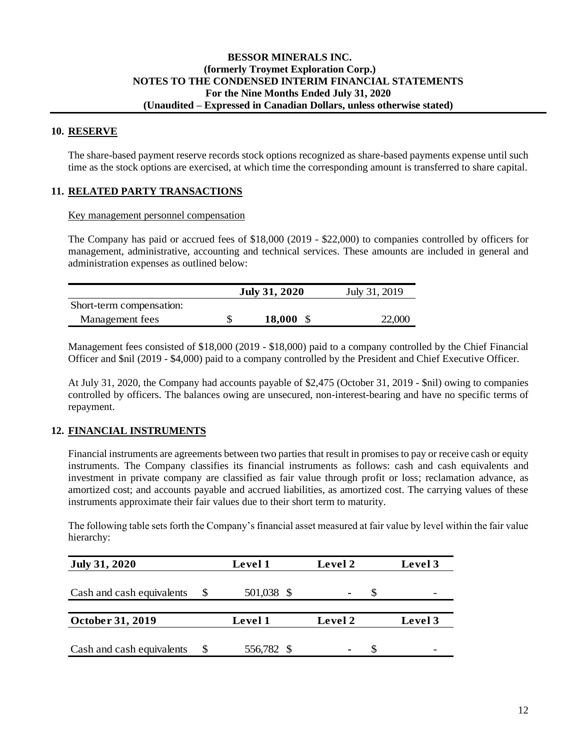## 10. RESERVE

The share-based payment reserve records stock options recognized as share-based payments expense until such time as the stock options are exercised, at which time the corresponding amount is transferred to share capital.

## 11. RELATED PARTY TRANSACTIONS

Key management personnel compensation

The Company has paid or accrued fees of $18,000 (2019 - $22,000) to companies controlled by officers for management, administrative, accounting and technical services. These amounts are included in general and administration expenses as outlined below:

| | July 31, 2020 | July 31, 2019 |
|---|---|---|
| Short-term compensation: | | |
| Management fees | $ **18,000** | $ 22,000 |

Management fees consisted of $18,000 (2019 - $18,000) paid to a company controlled by the Chief Financial Officer and $nil (2019 - $4,000) paid to a company controlled by the President and Chief Executive Officer.

At July 31, 2020, the Company had accounts payable of $2,475 (October 31, 2019 - $nil) owing to companies controlled by officers. The balances owing are unsecured, non-interest-bearing and have no specific terms of repayment.

## 12. FINANCIAL INSTRUMENTS

Financial instruments are agreements between two parties that result in promises to pay or receive cash or equity instruments. The Company classifies its financial instruments as follows: cash and cash equivalents and investment in private company are classified as fair value through profit or loss; reclamation advance, as amortized cost; and accounts payable and accrued liabilities, as amortized cost. The carrying values of these instruments approximate their fair values due to their short term to maturity.

The following table sets forth the Company's financial asset measured at fair value by level within the fair value hierarchy:

| **July 31, 2020** | **Level 1** | **Level 2** | **Level 3** |
|---|---|---|---|
| Cash and cash equivalents | $ 501,038 | $ - | $ - |
| **October 31, 2019** | **Level 1** | **Level 2** | **Level 3** |
| Cash and cash equivalents | $ 556,782 | $ - | $ - |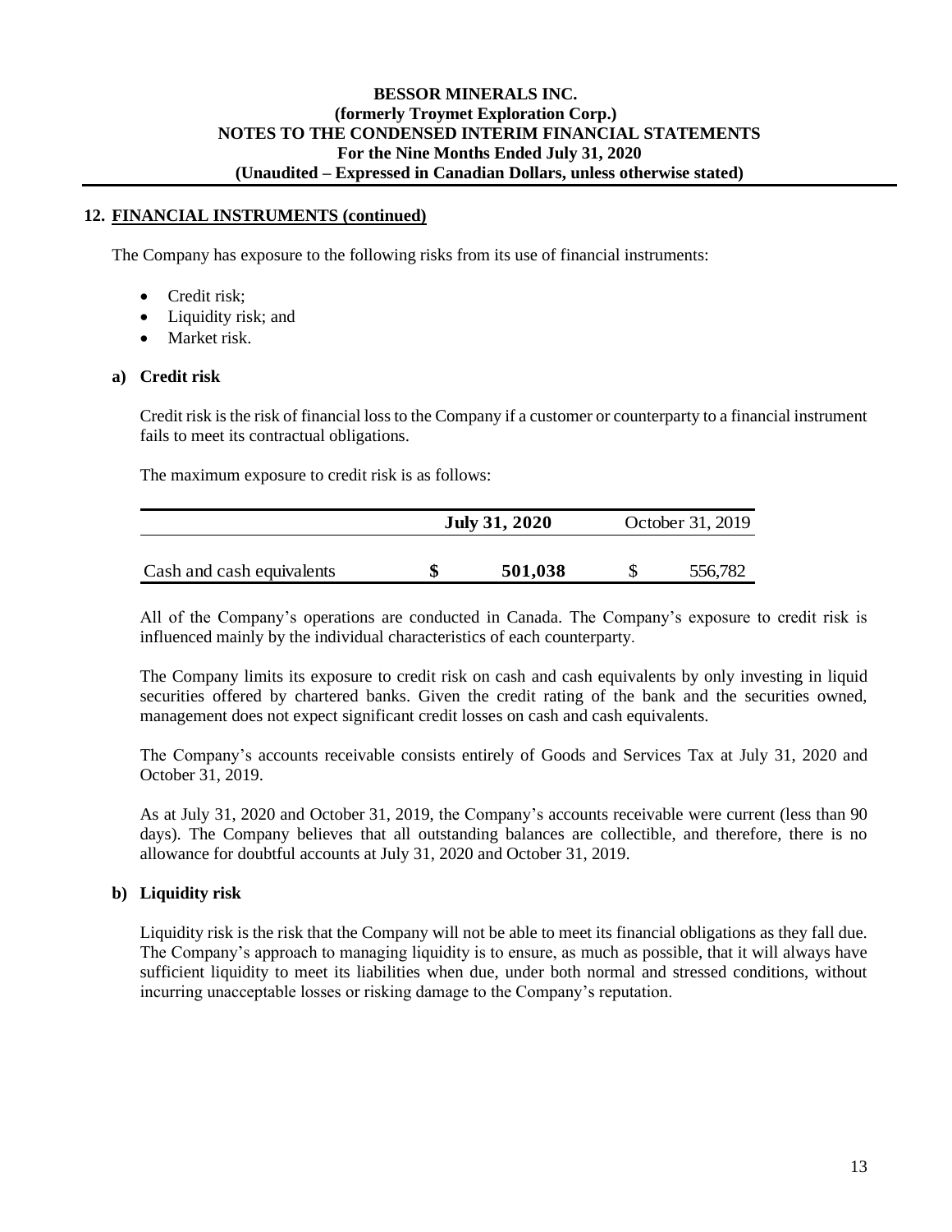## 12. FINANCIAL INSTRUMENTS (continued)

The Company has exposure to the following risks from its use of financial instruments:

- Credit risk;
- Liquidity risk; and
- Market risk.

### a) Credit risk

Credit risk is the risk of financial loss to the Company if a customer or counterparty to a financial instrument fails to meet its contractual obligations.

The maximum exposure to credit risk is as follows:

| | July 31, 2020 | October 31, 2019 |
|---|---|---|
| Cash and cash equivalents | **$ 501,038** | $ 556,782 |

All of the Company's operations are conducted in Canada. The Company's exposure to credit risk is influenced mainly by the individual characteristics of each counterparty.

The Company limits its exposure to credit risk on cash and cash equivalents by only investing in liquid securities offered by chartered banks. Given the credit rating of the bank and the securities owned, management does not expect significant credit losses on cash and cash equivalents.

The Company's accounts receivable consists entirely of Goods and Services Tax at July 31, 2020 and October 31, 2019.

As at July 31, 2020 and October 31, 2019, the Company's accounts receivable were current (less than 90 days). The Company believes that all outstanding balances are collectible, and therefore, there is no allowance for doubtful accounts at July 31, 2020 and October 31, 2019.

### b) Liquidity risk

Liquidity risk is the risk that the Company will not be able to meet its financial obligations as they fall due. The Company's approach to managing liquidity is to ensure, as much as possible, that it will always have sufficient liquidity to meet its liabilities when due, under both normal and stressed conditions, without incurring unacceptable losses or risking damage to the Company's reputation.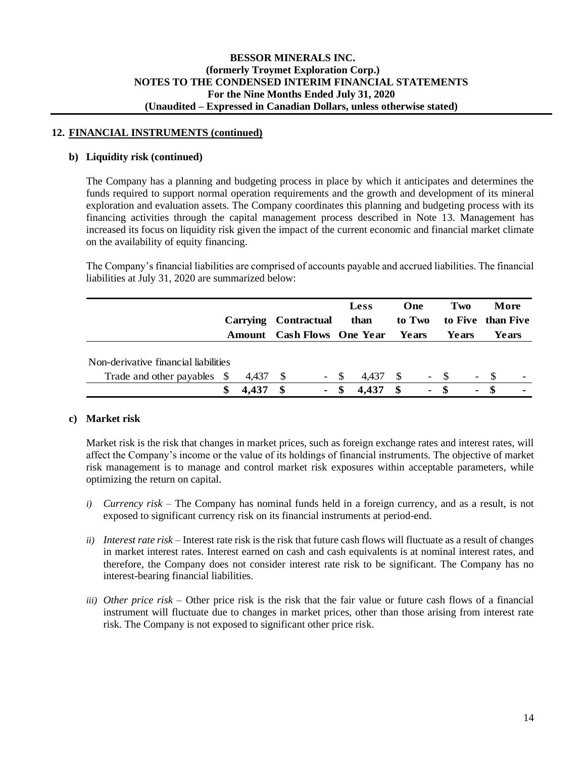## 12. FINANCIAL INSTRUMENTS (continued)

### b) Liquidity risk (continued)

The Company has a planning and budgeting process in place by which it anticipates and determines the funds required to support normal operation requirements and the growth and development of its mineral exploration and evaluation assets. The Company coordinates this planning and budgeting process with its financing activities through the capital management process described in Note 13. Management has increased its focus on liquidity risk given the impact of the current economic and financial market climate on the availability of equity financing.

The Company's financial liabilities are comprised of accounts payable and accrued liabilities. The financial liabilities at July 31, 2020 are summarized below:

| | Carrying Amount | Contractual Cash Flows | Less than One Year | One to Two Years | Two to Five Years | More than Five Years |
|---|---|---|---|---|---|---|
| Non-derivative financial liabilities | | | | | | |
| Trade and other payables | $ 4,437 | $ - | $ 4,437 | $ - | $ - | $ - |
| | **$ 4,437** | **$ -** | **$ 4,437** | **$ -** | **$ -** | **$ -** |

### c) Market risk

Market risk is the risk that changes in market prices, such as foreign exchange rates and interest rates, will affect the Company's income or the value of its holdings of financial instruments. The objective of market risk management is to manage and control market risk exposures within acceptable parameters, while optimizing the return on capital.

*i) Currency risk* – The Company has nominal funds held in a foreign currency, and as a result, is not exposed to significant currency risk on its financial instruments at period-end.

*ii) Interest rate risk* – Interest rate risk is the risk that future cash flows will fluctuate as a result of changes in market interest rates. Interest earned on cash and cash equivalents is at nominal interest rates, and therefore, the Company does not consider interest rate risk to be significant. The Company has no interest-bearing financial liabilities.

*iii) Other price risk* – Other price risk is the risk that the fair value or future cash flows of a financial instrument will fluctuate due to changes in market prices, other than those arising from interest rate risk. The Company is not exposed to significant other price risk.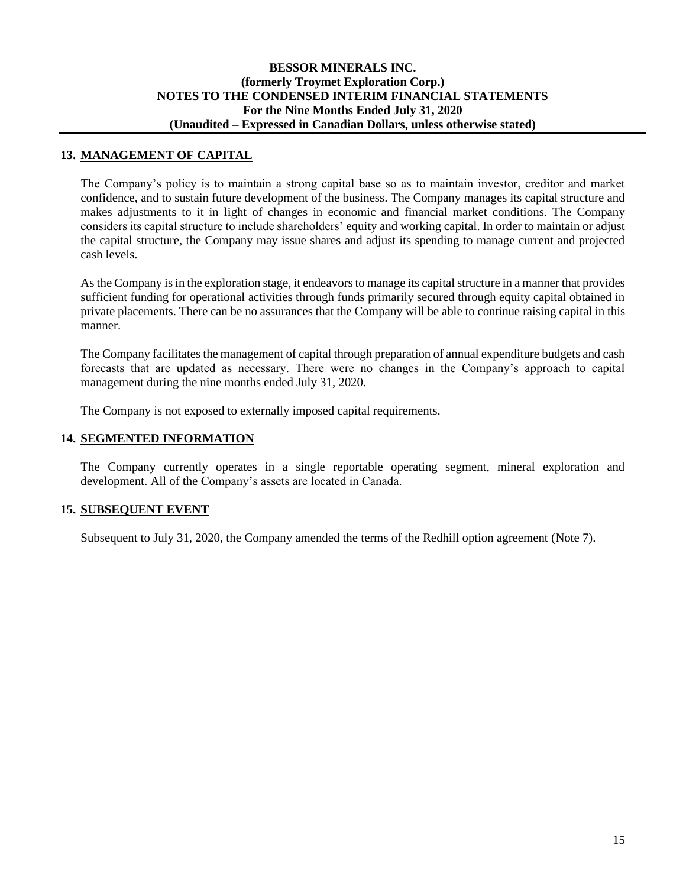## 13. MANAGEMENT OF CAPITAL

The Company's policy is to maintain a strong capital base so as to maintain investor, creditor and market confidence, and to sustain future development of the business. The Company manages its capital structure and makes adjustments to it in light of changes in economic and financial market conditions. The Company considers its capital structure to include shareholders' equity and working capital. In order to maintain or adjust the capital structure, the Company may issue shares and adjust its spending to manage current and projected cash levels.

As the Company is in the exploration stage, it endeavors to manage its capital structure in a manner that provides sufficient funding for operational activities through funds primarily secured through equity capital obtained in private placements. There can be no assurances that the Company will be able to continue raising capital in this manner.

The Company facilitates the management of capital through preparation of annual expenditure budgets and cash forecasts that are updated as necessary. There were no changes in the Company's approach to capital management during the nine months ended July 31, 2020.

The Company is not exposed to externally imposed capital requirements.

## 14. SEGMENTED INFORMATION

The Company currently operates in a single reportable operating segment, mineral exploration and development. All of the Company's assets are located in Canada.

## 15. SUBSEQUENT EVENT

Subsequent to July 31, 2020, the Company amended the terms of the Redhill option agreement (Note 7).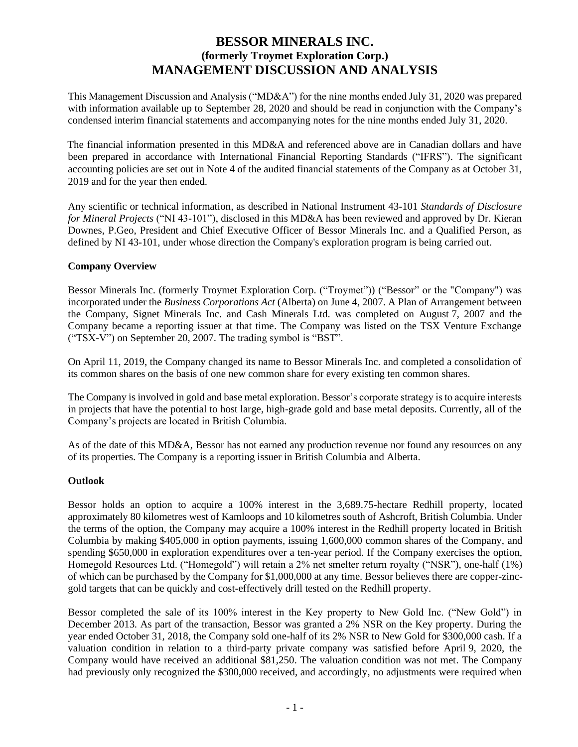# BESSOR MINERALS INC.
## (formerly Troymet Exploration Corp.)
# MANAGEMENT DISCUSSION AND ANALYSIS

This Management Discussion and Analysis ("MD&A") for the nine months ended July 31, 2020 was prepared with information available up to September 28, 2020 and should be read in conjunction with the Company's condensed interim financial statements and accompanying notes for the nine months ended July 31, 2020.

The financial information presented in this MD&A and referenced above are in Canadian dollars and have been prepared in accordance with International Financial Reporting Standards ("IFRS"). The significant accounting policies are set out in Note 4 of the audited financial statements of the Company as at October 31, 2019 and for the year then ended.

Any scientific or technical information, as described in National Instrument 43-101 *Standards of Disclosure for Mineral Projects* ("NI 43-101"), disclosed in this MD&A has been reviewed and approved by Dr. Kieran Downes, P.Geo, President and Chief Executive Officer of Bessor Minerals Inc. and a Qualified Person, as defined by NI 43-101, under whose direction the Company's exploration program is being carried out.

**Company Overview**

Bessor Minerals Inc. (formerly Troymet Exploration Corp. ("Troymet")) ("Bessor" or the "Company") was incorporated under the *Business Corporations Act* (Alberta) on June 4, 2007. A Plan of Arrangement between the Company, Signet Minerals Inc. and Cash Minerals Ltd. was completed on August 7, 2007 and the Company became a reporting issuer at that time. The Company was listed on the TSX Venture Exchange ("TSX-V") on September 20, 2007. The trading symbol is "BST".

On April 11, 2019, the Company changed its name to Bessor Minerals Inc. and completed a consolidation of its common shares on the basis of one new common share for every existing ten common shares.

The Company is involved in gold and base metal exploration. Bessor's corporate strategy is to acquire interests in projects that have the potential to host large, high-grade gold and base metal deposits. Currently, all of the Company's projects are located in British Columbia.

As of the date of this MD&A, Bessor has not earned any production revenue nor found any resources on any of its properties. The Company is a reporting issuer in British Columbia and Alberta.

**Outlook**

Bessor holds an option to acquire a 100% interest in the 3,689.75-hectare Redhill property, located approximately 80 kilometres west of Kamloops and 10 kilometres south of Ashcroft, British Columbia. Under the terms of the option, the Company may acquire a 100% interest in the Redhill property located in British Columbia by making $405,000 in option payments, issuing 1,600,000 common shares of the Company, and spending $650,000 in exploration expenditures over a ten-year period. If the Company exercises the option, Homegold Resources Ltd. ("Homegold") will retain a 2% net smelter return royalty ("NSR"), one-half (1%) of which can be purchased by the Company for $1,000,000 at any time. Bessor believes there are copper-zinc-gold targets that can be quickly and cost-effectively drill tested on the Redhill property.

Bessor completed the sale of its 100% interest in the Key property to New Gold Inc. ("New Gold") in December 2013. As part of the transaction, Bessor was granted a 2% NSR on the Key property. During the year ended October 31, 2018, the Company sold one-half of its 2% NSR to New Gold for $300,000 cash. If a valuation condition in relation to a third-party private company was satisfied before April 9, 2020, the Company would have received an additional $81,250. The valuation condition was not met. The Company had previously only recognized the $300,000 received, and accordingly, no adjustments were required when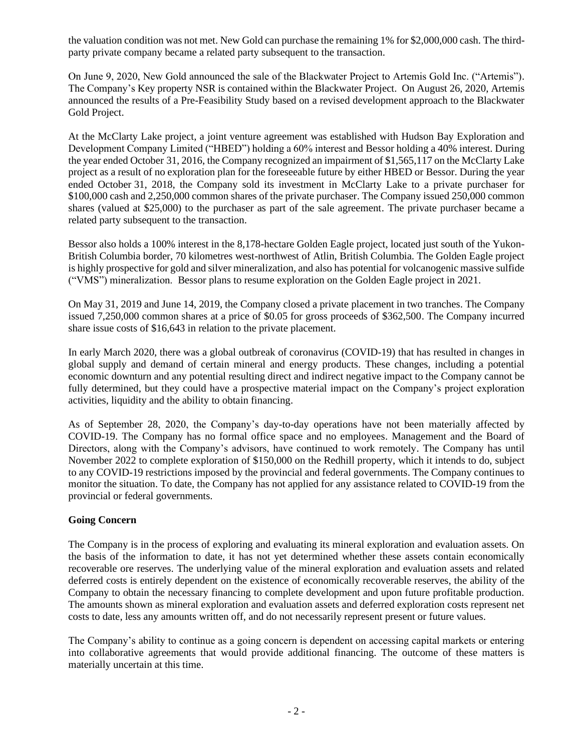the valuation condition was not met. New Gold can purchase the remaining 1% for $2,000,000 cash. The third-party private company became a related party subsequent to the transaction.

On June 9, 2020, New Gold announced the sale of the Blackwater Project to Artemis Gold Inc. ("Artemis"). The Company's Key property NSR is contained within the Blackwater Project. On August 26, 2020, Artemis announced the results of a Pre-Feasibility Study based on a revised development approach to the Blackwater Gold Project.

At the McClarty Lake project, a joint venture agreement was established with Hudson Bay Exploration and Development Company Limited ("HBED") holding a 60% interest and Bessor holding a 40% interest. During the year ended October 31, 2016, the Company recognized an impairment of $1,565,117 on the McClarty Lake project as a result of no exploration plan for the foreseeable future by either HBED or Bessor. During the year ended October 31, 2018, the Company sold its investment in McClarty Lake to a private purchaser for $100,000 cash and 2,250,000 common shares of the private purchaser. The Company issued 250,000 common shares (valued at $25,000) to the purchaser as part of the sale agreement. The private purchaser became a related party subsequent to the transaction.

Bessor also holds a 100% interest in the 8,178-hectare Golden Eagle project, located just south of the Yukon-British Columbia border, 70 kilometres west-northwest of Atlin, British Columbia. The Golden Eagle project is highly prospective for gold and silver mineralization, and also has potential for volcanogenic massive sulfide ("VMS") mineralization. Bessor plans to resume exploration on the Golden Eagle project in 2021.

On May 31, 2019 and June 14, 2019, the Company closed a private placement in two tranches. The Company issued 7,250,000 common shares at a price of $0.05 for gross proceeds of $362,500. The Company incurred share issue costs of $16,643 in relation to the private placement.

In early March 2020, there was a global outbreak of coronavirus (COVID-19) that has resulted in changes in global supply and demand of certain mineral and energy products. These changes, including a potential economic downturn and any potential resulting direct and indirect negative impact to the Company cannot be fully determined, but they could have a prospective material impact on the Company's project exploration activities, liquidity and the ability to obtain financing.

As of September 28, 2020, the Company's day-to-day operations have not been materially affected by COVID-19. The Company has no formal office space and no employees. Management and the Board of Directors, along with the Company's advisors, have continued to work remotely. The Company has until November 2022 to complete exploration of $150,000 on the Redhill property, which it intends to do, subject to any COVID-19 restrictions imposed by the provincial and federal governments. The Company continues to monitor the situation. To date, the Company has not applied for any assistance related to COVID-19 from the provincial or federal governments.

**Going Concern**

The Company is in the process of exploring and evaluating its mineral exploration and evaluation assets. On the basis of the information to date, it has not yet determined whether these assets contain economically recoverable ore reserves. The underlying value of the mineral exploration and evaluation assets and related deferred costs is entirely dependent on the existence of economically recoverable reserves, the ability of the Company to obtain the necessary financing to complete development and upon future profitable production. The amounts shown as mineral exploration and evaluation assets and deferred exploration costs represent net costs to date, less any amounts written off, and do not necessarily represent present or future values.

The Company's ability to continue as a going concern is dependent on accessing capital markets or entering into collaborative agreements that would provide additional financing. The outcome of these matters is materially uncertain at this time.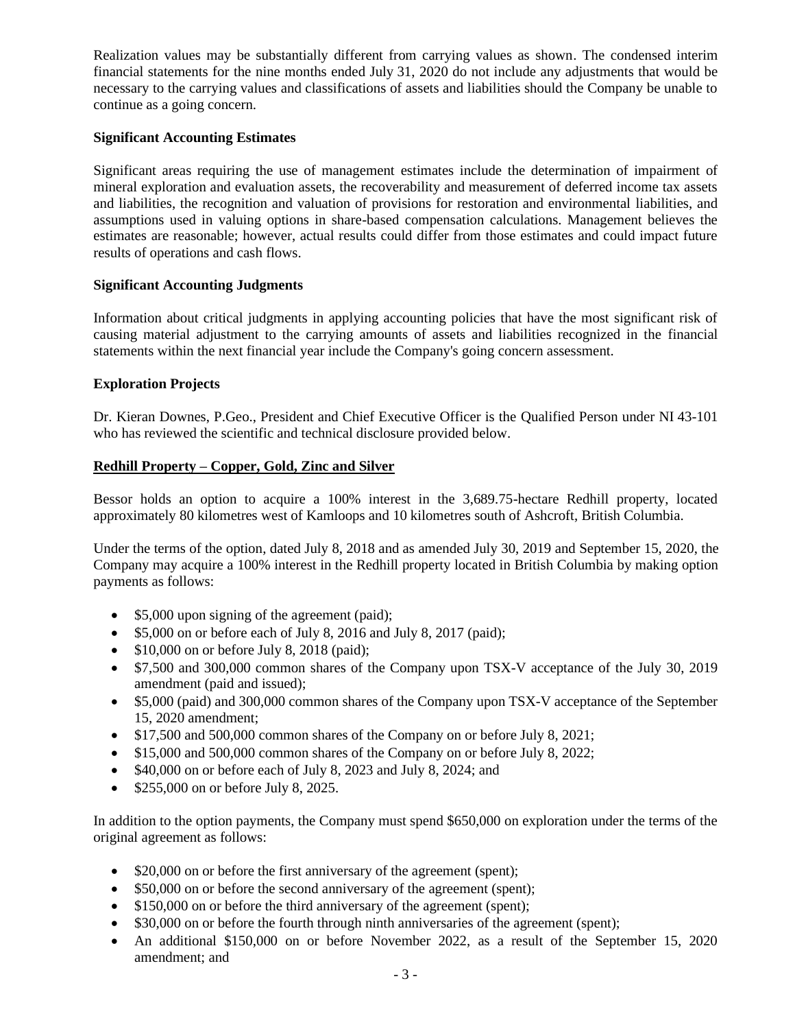Realization values may be substantially different from carrying values as shown. The condensed interim financial statements for the nine months ended July 31, 2020 do not include any adjustments that would be necessary to the carrying values and classifications of assets and liabilities should the Company be unable to continue as a going concern.

**Significant Accounting Estimates**

Significant areas requiring the use of management estimates include the determination of impairment of mineral exploration and evaluation assets, the recoverability and measurement of deferred income tax assets and liabilities, the recognition and valuation of provisions for restoration and environmental liabilities, and assumptions used in valuing options in share-based compensation calculations. Management believes the estimates are reasonable; however, actual results could differ from those estimates and could impact future results of operations and cash flows.

**Significant Accounting Judgments**

Information about critical judgments in applying accounting policies that have the most significant risk of causing material adjustment to the carrying amounts of assets and liabilities recognized in the financial statements within the next financial year include the Company's going concern assessment.

**Exploration Projects**

Dr. Kieran Downes, P.Geo., President and Chief Executive Officer is the Qualified Person under NI 43-101 who has reviewed the scientific and technical disclosure provided below.

**Redhill Property – Copper, Gold, Zinc and Silver**

Bessor holds an option to acquire a 100% interest in the 3,689.75-hectare Redhill property, located approximately 80 kilometres west of Kamloops and 10 kilometres south of Ashcroft, British Columbia.

Under the terms of the option, dated July 8, 2018 and as amended July 30, 2019 and September 15, 2020, the Company may acquire a 100% interest in the Redhill property located in British Columbia by making option payments as follows:

- $5,000 upon signing of the agreement (paid);
- $5,000 on or before each of July 8, 2016 and July 8, 2017 (paid);
- $10,000 on or before July 8, 2018 (paid);
- $7,500 and 300,000 common shares of the Company upon TSX-V acceptance of the July 30, 2019 amendment (paid and issued);
- $5,000 (paid) and 300,000 common shares of the Company upon TSX-V acceptance of the September 15, 2020 amendment;
- $17,500 and 500,000 common shares of the Company on or before July 8, 2021;
- $15,000 and 500,000 common shares of the Company on or before July 8, 2022;
- $40,000 on or before each of July 8, 2023 and July 8, 2024; and
- $255,000 on or before July 8, 2025.

In addition to the option payments, the Company must spend $650,000 on exploration under the terms of the original agreement as follows:

- $20,000 on or before the first anniversary of the agreement (spent);
- $50,000 on or before the second anniversary of the agreement (spent);
- $150,000 on or before the third anniversary of the agreement (spent);
- $30,000 on or before the fourth through ninth anniversaries of the agreement (spent);
- An additional $150,000 on or before November 2022, as a result of the September 15, 2020 amendment; and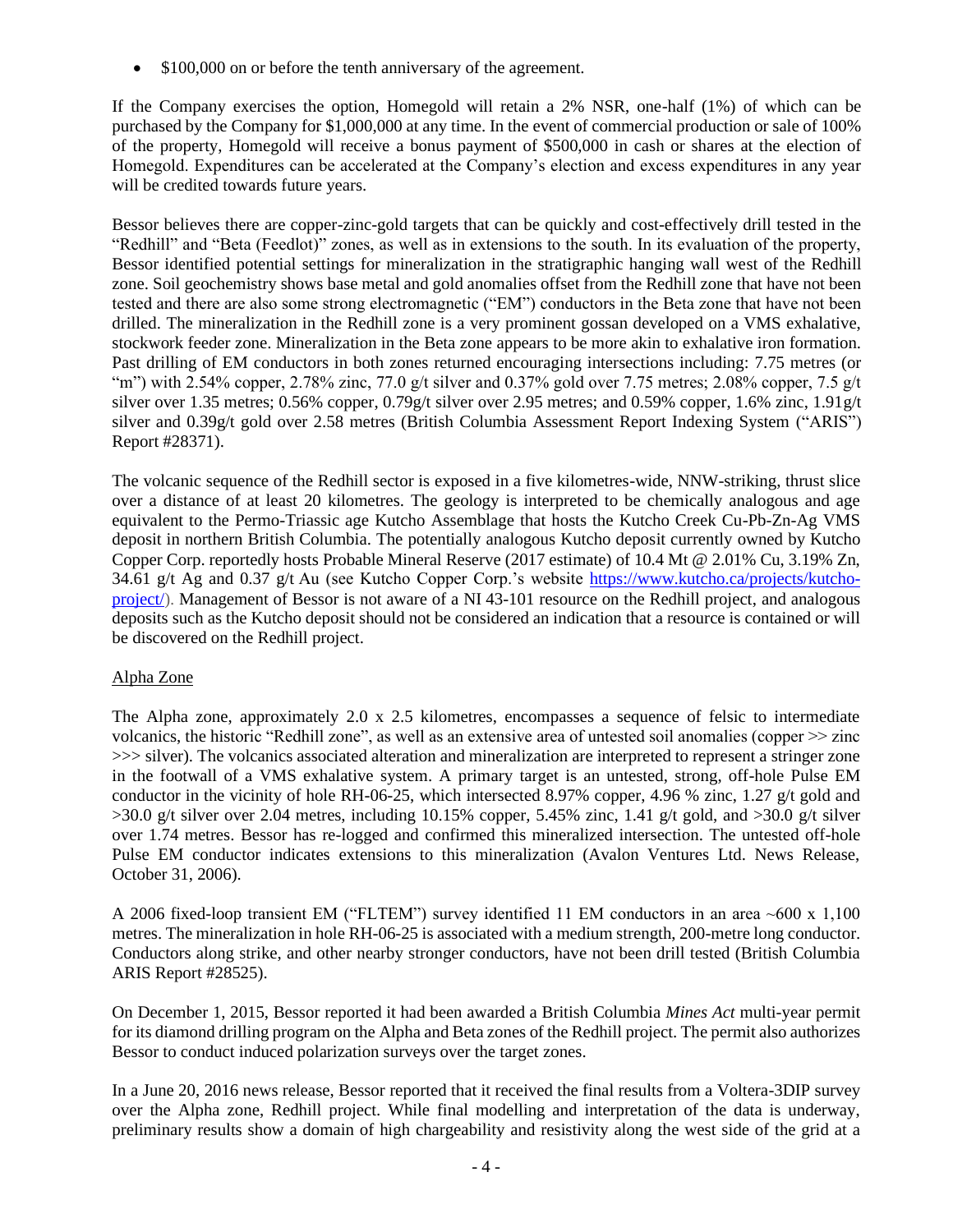- $100,000 on or before the tenth anniversary of the agreement.

If the Company exercises the option, Homegold will retain a 2% NSR, one-half (1%) of which can be purchased by the Company for $1,000,000 at any time. In the event of commercial production or sale of 100% of the property, Homegold will receive a bonus payment of $500,000 in cash or shares at the election of Homegold. Expenditures can be accelerated at the Company's election and excess expenditures in any year will be credited towards future years.

Bessor believes there are copper-zinc-gold targets that can be quickly and cost-effectively drill tested in the "Redhill" and "Beta (Feedlot)" zones, as well as in extensions to the south. In its evaluation of the property, Bessor identified potential settings for mineralization in the stratigraphic hanging wall west of the Redhill zone. Soil geochemistry shows base metal and gold anomalies offset from the Redhill zone that have not been tested and there are also some strong electromagnetic ("EM") conductors in the Beta zone that have not been drilled. The mineralization in the Redhill zone is a very prominent gossan developed on a VMS exhalative, stockwork feeder zone. Mineralization in the Beta zone appears to be more akin to exhalative iron formation. Past drilling of EM conductors in both zones returned encouraging intersections including: 7.75 metres (or "m") with 2.54% copper, 2.78% zinc, 77.0 g/t silver and 0.37% gold over 7.75 metres; 2.08% copper, 7.5 g/t silver over 1.35 metres; 0.56% copper, 0.79g/t silver over 2.95 metres; and 0.59% copper, 1.6% zinc, 1.91g/t silver and 0.39g/t gold over 2.58 metres (British Columbia Assessment Report Indexing System ("ARIS") Report #28371).

The volcanic sequence of the Redhill sector is exposed in a five kilometres-wide, NNW-striking, thrust slice over a distance of at least 20 kilometres. The geology is interpreted to be chemically analogous and age equivalent to the Permo-Triassic age Kutcho Assemblage that hosts the Kutcho Creek Cu-Pb-Zn-Ag VMS deposit in northern British Columbia. The potentially analogous Kutcho deposit currently owned by Kutcho Copper Corp. reportedly hosts Probable Mineral Reserve (2017 estimate) of 10.4 Mt @ 2.01% Cu, 3.19% Zn, 34.61 g/t Ag and 0.37 g/t Au (see Kutcho Copper Corp.'s website https://www.kutcho.ca/projects/kutcho-project/). Management of Bessor is not aware of a NI 43-101 resource on the Redhill project, and analogous deposits such as the Kutcho deposit should not be considered an indication that a resource is contained or will be discovered on the Redhill project.

## Alpha Zone

The Alpha zone, approximately 2.0 x 2.5 kilometres, encompasses a sequence of felsic to intermediate volcanics, the historic "Redhill zone", as well as an extensive area of untested soil anomalies (copper >> zinc >>> silver). The volcanics associated alteration and mineralization are interpreted to represent a stringer zone in the footwall of a VMS exhalative system. A primary target is an untested, strong, off-hole Pulse EM conductor in the vicinity of hole RH-06-25, which intersected 8.97% copper, 4.96 % zinc, 1.27 g/t gold and >30.0 g/t silver over 2.04 metres, including 10.15% copper, 5.45% zinc, 1.41 g/t gold, and >30.0 g/t silver over 1.74 metres. Bessor has re-logged and confirmed this mineralized intersection. The untested off-hole Pulse EM conductor indicates extensions to this mineralization (Avalon Ventures Ltd. News Release, October 31, 2006).

A 2006 fixed-loop transient EM ("FLTEM") survey identified 11 EM conductors in an area ~600 x 1,100 metres. The mineralization in hole RH-06-25 is associated with a medium strength, 200-metre long conductor. Conductors along strike, and other nearby stronger conductors, have not been drill tested (British Columbia ARIS Report #28525).

On December 1, 2015, Bessor reported it had been awarded a British Columbia *Mines Act* multi-year permit for its diamond drilling program on the Alpha and Beta zones of the Redhill project. The permit also authorizes Bessor to conduct induced polarization surveys over the target zones.

In a June 20, 2016 news release, Bessor reported that it received the final results from a Voltera-3DIP survey over the Alpha zone, Redhill project. While final modelling and interpretation of the data is underway, preliminary results show a domain of high chargeability and resistivity along the west side of the grid at a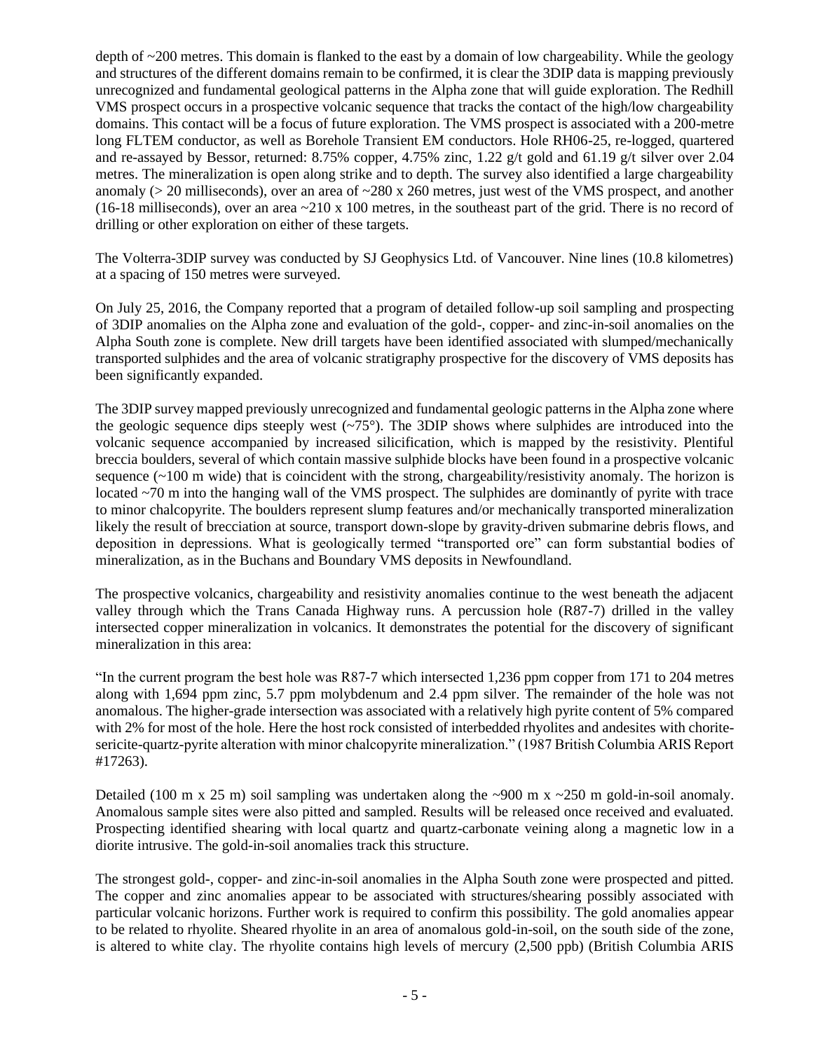depth of ~200 metres. This domain is flanked to the east by a domain of low chargeability. While the geology and structures of the different domains remain to be confirmed, it is clear the 3DIP data is mapping previously unrecognized and fundamental geological patterns in the Alpha zone that will guide exploration. The Redhill VMS prospect occurs in a prospective volcanic sequence that tracks the contact of the high/low chargeability domains. This contact will be a focus of future exploration. The VMS prospect is associated with a 200-metre long FLTEM conductor, as well as Borehole Transient EM conductors. Hole RH06-25, re-logged, quartered and re-assayed by Bessor, returned: 8.75% copper, 4.75% zinc, 1.22 g/t gold and 61.19 g/t silver over 2.04 metres. The mineralization is open along strike and to depth. The survey also identified a large chargeability anomaly (> 20 milliseconds), over an area of ~280 x 260 metres, just west of the VMS prospect, and another (16-18 milliseconds), over an area ~210 x 100 metres, in the southeast part of the grid. There is no record of drilling or other exploration on either of these targets.

The Volterra-3DIP survey was conducted by SJ Geophysics Ltd. of Vancouver. Nine lines (10.8 kilometres) at a spacing of 150 metres were surveyed.

On July 25, 2016, the Company reported that a program of detailed follow-up soil sampling and prospecting of 3DIP anomalies on the Alpha zone and evaluation of the gold-, copper- and zinc-in-soil anomalies on the Alpha South zone is complete. New drill targets have been identified associated with slumped/mechanically transported sulphides and the area of volcanic stratigraphy prospective for the discovery of VMS deposits has been significantly expanded.

The 3DIP survey mapped previously unrecognized and fundamental geologic patterns in the Alpha zone where the geologic sequence dips steeply west (~75°). The 3DIP shows where sulphides are introduced into the volcanic sequence accompanied by increased silicification, which is mapped by the resistivity. Plentiful breccia boulders, several of which contain massive sulphide blocks have been found in a prospective volcanic sequence (~100 m wide) that is coincident with the strong, chargeability/resistivity anomaly. The horizon is located ~70 m into the hanging wall of the VMS prospect. The sulphides are dominantly of pyrite with trace to minor chalcopyrite. The boulders represent slump features and/or mechanically transported mineralization likely the result of brecciation at source, transport down-slope by gravity-driven submarine debris flows, and deposition in depressions. What is geologically termed "transported ore" can form substantial bodies of mineralization, as in the Buchans and Boundary VMS deposits in Newfoundland.

The prospective volcanics, chargeability and resistivity anomalies continue to the west beneath the adjacent valley through which the Trans Canada Highway runs. A percussion hole (R87-7) drilled in the valley intersected copper mineralization in volcanics. It demonstrates the potential for the discovery of significant mineralization in this area:

"In the current program the best hole was R87-7 which intersected 1,236 ppm copper from 171 to 204 metres along with 1,694 ppm zinc, 5.7 ppm molybdenum and 2.4 ppm silver. The remainder of the hole was not anomalous. The higher-grade intersection was associated with a relatively high pyrite content of 5% compared with 2% for most of the hole. Here the host rock consisted of interbedded rhyolites and andesites with chorite-sericite-quartz-pyrite alteration with minor chalcopyrite mineralization." (1987 British Columbia ARIS Report #17263).

Detailed (100 m x 25 m) soil sampling was undertaken along the ~900 m x ~250 m gold-in-soil anomaly. Anomalous sample sites were also pitted and sampled. Results will be released once received and evaluated. Prospecting identified shearing with local quartz and quartz-carbonate veining along a magnetic low in a diorite intrusive. The gold-in-soil anomalies track this structure.

The strongest gold-, copper- and zinc-in-soil anomalies in the Alpha South zone were prospected and pitted. The copper and zinc anomalies appear to be associated with structures/shearing possibly associated with particular volcanic horizons. Further work is required to confirm this possibility. The gold anomalies appear to be related to rhyolite. Sheared rhyolite in an area of anomalous gold-in-soil, on the south side of the zone, is altered to white clay. The rhyolite contains high levels of mercury (2,500 ppb) (British Columbia ARIS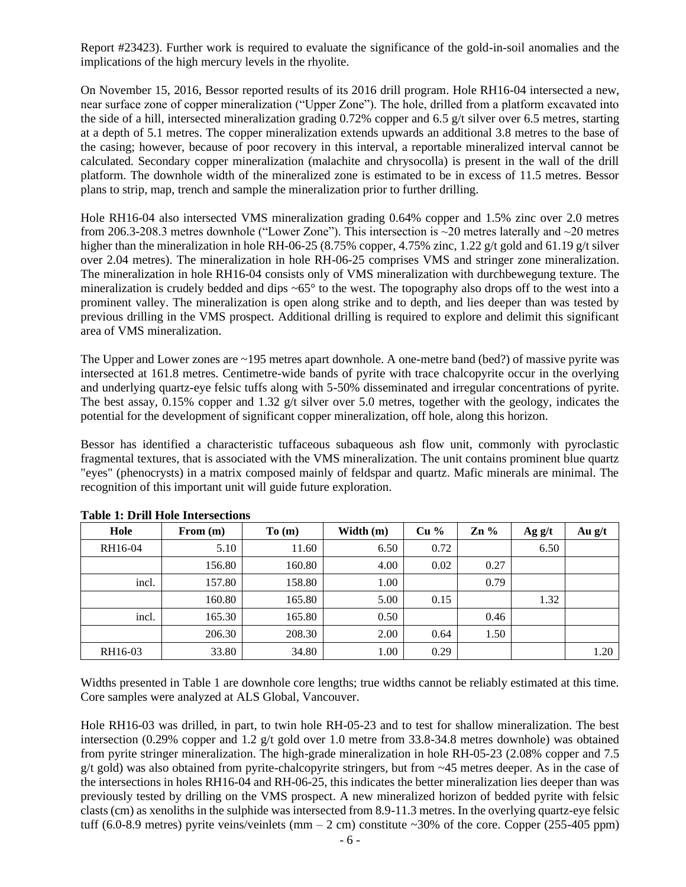Report #23423). Further work is required to evaluate the significance of the gold-in-soil anomalies and the implications of the high mercury levels in the rhyolite.

On November 15, 2016, Bessor reported results of its 2016 drill program. Hole RH16-04 intersected a new, near surface zone of copper mineralization ("Upper Zone"). The hole, drilled from a platform excavated into the side of a hill, intersected mineralization grading 0.72% copper and 6.5 g/t silver over 6.5 metres, starting at a depth of 5.1 metres. The copper mineralization extends upwards an additional 3.8 metres to the base of the casing; however, because of poor recovery in this interval, a reportable mineralized interval cannot be calculated. Secondary copper mineralization (malachite and chrysocolla) is present in the wall of the drill platform. The downhole width of the mineralized zone is estimated to be in excess of 11.5 metres. Bessor plans to strip, map, trench and sample the mineralization prior to further drilling.

Hole RH16-04 also intersected VMS mineralization grading 0.64% copper and 1.5% zinc over 2.0 metres from 206.3-208.3 metres downhole ("Lower Zone"). This intersection is ~20 metres laterally and ~20 metres higher than the mineralization in hole RH-06-25 (8.75% copper, 4.75% zinc, 1.22 g/t gold and 61.19 g/t silver over 2.04 metres). The mineralization in hole RH-06-25 comprises VMS and stringer zone mineralization. The mineralization in hole RH16-04 consists only of VMS mineralization with durchbewegung texture. The mineralization is crudely bedded and dips ~65° to the west. The topography also drops off to the west into a prominent valley. The mineralization is open along strike and to depth, and lies deeper than was tested by previous drilling in the VMS prospect. Additional drilling is required to explore and delimit this significant area of VMS mineralization.

The Upper and Lower zones are ~195 metres apart downhole. A one-metre band (bed?) of massive pyrite was intersected at 161.8 metres. Centimetre-wide bands of pyrite with trace chalcopyrite occur in the overlying and underlying quartz-eye felsic tuffs along with 5-50% disseminated and irregular concentrations of pyrite. The best assay, 0.15% copper and 1.32 g/t silver over 5.0 metres, together with the geology, indicates the potential for the development of significant copper mineralization, off hole, along this horizon.

Bessor has identified a characteristic tuffaceous subaqueous ash flow unit, commonly with pyroclastic fragmental textures, that is associated with the VMS mineralization. The unit contains prominent blue quartz "eyes" (phenocrysts) in a matrix composed mainly of feldspar and quartz. Mafic minerals are minimal. The recognition of this important unit will guide future exploration.

**Table 1: Drill Hole Intersections**

| Hole | From (m) | To (m) | Width (m) | Cu % | Zn % | Ag g/t | Au g/t |
|---|---|---|---|---|---|---|---|
| RH16-04 | 5.10 | 11.60 | 6.50 | 0.72 | | 6.50 | |
| | 156.80 | 160.80 | 4.00 | 0.02 | 0.27 | | |
| incl. | 157.80 | 158.80 | 1.00 | | 0.79 | | |
| | 160.80 | 165.80 | 5.00 | 0.15 | | 1.32 | |
| incl. | 165.30 | 165.80 | 0.50 | | 0.46 | | |
| | 206.30 | 208.30 | 2.00 | 0.64 | 1.50 | | |
| RH16-03 | 33.80 | 34.80 | 1.00 | 0.29 | | | 1.20 |

Widths presented in Table 1 are downhole core lengths; true widths cannot be reliably estimated at this time. Core samples were analyzed at ALS Global, Vancouver.

Hole RH16-03 was drilled, in part, to twin hole RH-05-23 and to test for shallow mineralization. The best intersection (0.29% copper and 1.2 g/t gold over 1.0 metre from 33.8-34.8 metres downhole) was obtained from pyrite stringer mineralization. The high-grade mineralization in hole RH-05-23 (2.08% copper and 7.5 g/t gold) was also obtained from pyrite-chalcopyrite stringers, but from ~45 metres deeper. As in the case of the intersections in holes RH16-04 and RH-06-25, this indicates the better mineralization lies deeper than was previously tested by drilling on the VMS prospect. A new mineralized horizon of bedded pyrite with felsic clasts (cm) as xenoliths in the sulphide was intersected from 8.9-11.3 metres. In the overlying quartz-eye felsic tuff (6.0-8.9 metres) pyrite veins/veinlets (mm – 2 cm) constitute ~30% of the core. Copper (255-405 ppm)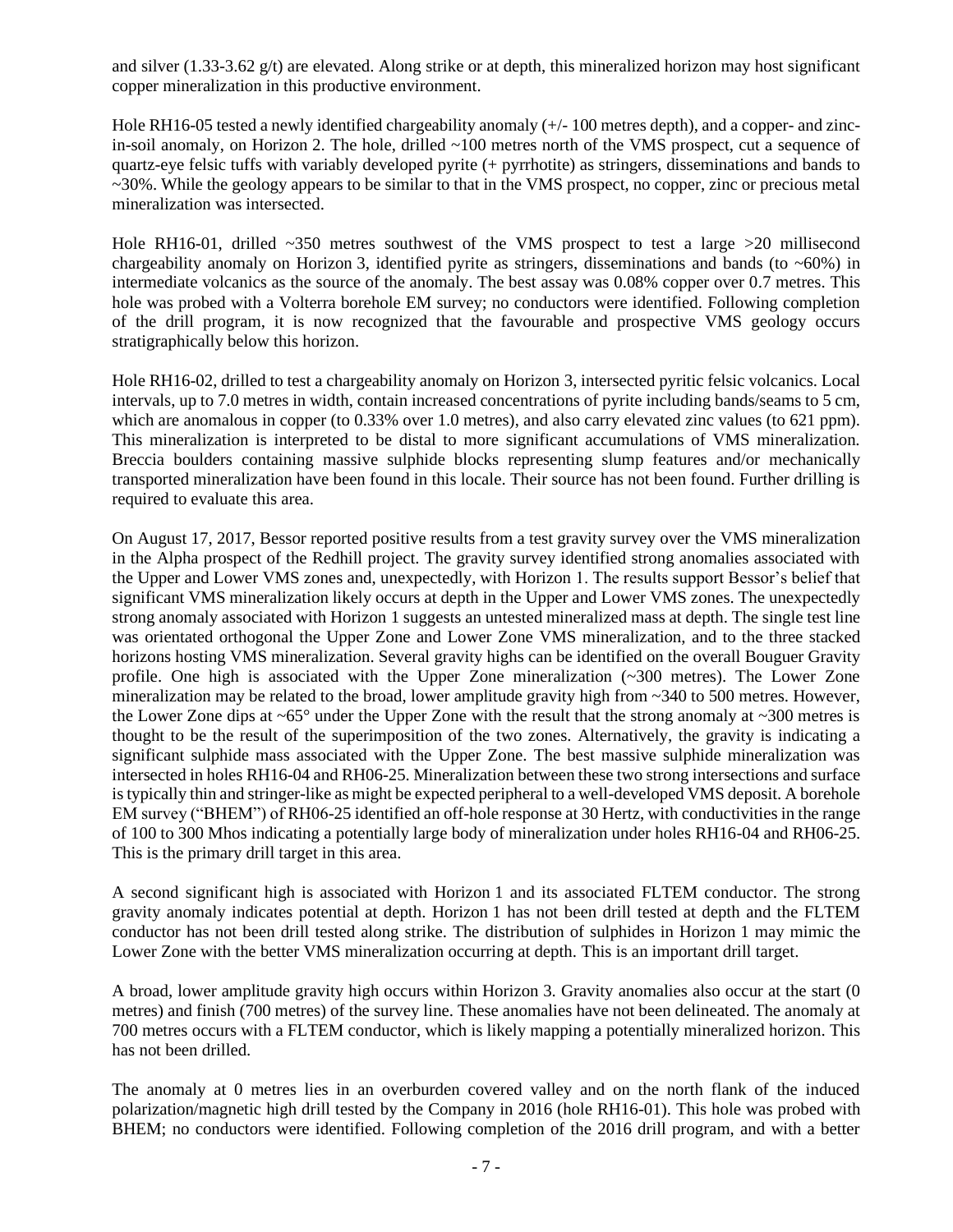and silver (1.33-3.62 g/t) are elevated. Along strike or at depth, this mineralized horizon may host significant copper mineralization in this productive environment.

Hole RH16-05 tested a newly identified chargeability anomaly (+/- 100 metres depth), and a copper- and zinc-in-soil anomaly, on Horizon 2. The hole, drilled ~100 metres north of the VMS prospect, cut a sequence of quartz-eye felsic tuffs with variably developed pyrite (+ pyrrhotite) as stringers, disseminations and bands to ~30%. While the geology appears to be similar to that in the VMS prospect, no copper, zinc or precious metal mineralization was intersected.

Hole RH16-01, drilled ~350 metres southwest of the VMS prospect to test a large >20 millisecond chargeability anomaly on Horizon 3, identified pyrite as stringers, disseminations and bands (to ~60%) in intermediate volcanics as the source of the anomaly. The best assay was 0.08% copper over 0.7 metres. This hole was probed with a Volterra borehole EM survey; no conductors were identified. Following completion of the drill program, it is now recognized that the favourable and prospective VMS geology occurs stratigraphically below this horizon.

Hole RH16-02, drilled to test a chargeability anomaly on Horizon 3, intersected pyritic felsic volcanics. Local intervals, up to 7.0 metres in width, contain increased concentrations of pyrite including bands/seams to 5 cm, which are anomalous in copper (to 0.33% over 1.0 metres), and also carry elevated zinc values (to 621 ppm). This mineralization is interpreted to be distal to more significant accumulations of VMS mineralization. Breccia boulders containing massive sulphide blocks representing slump features and/or mechanically transported mineralization have been found in this locale. Their source has not been found. Further drilling is required to evaluate this area.

On August 17, 2017, Bessor reported positive results from a test gravity survey over the VMS mineralization in the Alpha prospect of the Redhill project. The gravity survey identified strong anomalies associated with the Upper and Lower VMS zones and, unexpectedly, with Horizon 1. The results support Bessor's belief that significant VMS mineralization likely occurs at depth in the Upper and Lower VMS zones. The unexpectedly strong anomaly associated with Horizon 1 suggests an untested mineralized mass at depth. The single test line was orientated orthogonal the Upper Zone and Lower Zone VMS mineralization, and to the three stacked horizons hosting VMS mineralization. Several gravity highs can be identified on the overall Bouguer Gravity profile. One high is associated with the Upper Zone mineralization (~300 metres). The Lower Zone mineralization may be related to the broad, lower amplitude gravity high from ~340 to 500 metres. However, the Lower Zone dips at ~65° under the Upper Zone with the result that the strong anomaly at ~300 metres is thought to be the result of the superimposition of the two zones. Alternatively, the gravity is indicating a significant sulphide mass associated with the Upper Zone. The best massive sulphide mineralization was intersected in holes RH16-04 and RH06-25. Mineralization between these two strong intersections and surface is typically thin and stringer-like as might be expected peripheral to a well-developed VMS deposit. A borehole EM survey ("BHEM") of RH06-25 identified an off-hole response at 30 Hertz, with conductivities in the range of 100 to 300 Mhos indicating a potentially large body of mineralization under holes RH16-04 and RH06-25. This is the primary drill target in this area.

A second significant high is associated with Horizon 1 and its associated FLTEM conductor. The strong gravity anomaly indicates potential at depth. Horizon 1 has not been drill tested at depth and the FLTEM conductor has not been drill tested along strike. The distribution of sulphides in Horizon 1 may mimic the Lower Zone with the better VMS mineralization occurring at depth. This is an important drill target.

A broad, lower amplitude gravity high occurs within Horizon 3. Gravity anomalies also occur at the start (0 metres) and finish (700 metres) of the survey line. These anomalies have not been delineated. The anomaly at 700 metres occurs with a FLTEM conductor, which is likely mapping a potentially mineralized horizon. This has not been drilled.

The anomaly at 0 metres lies in an overburden covered valley and on the north flank of the induced polarization/magnetic high drill tested by the Company in 2016 (hole RH16-01). This hole was probed with BHEM; no conductors were identified. Following completion of the 2016 drill program, and with a better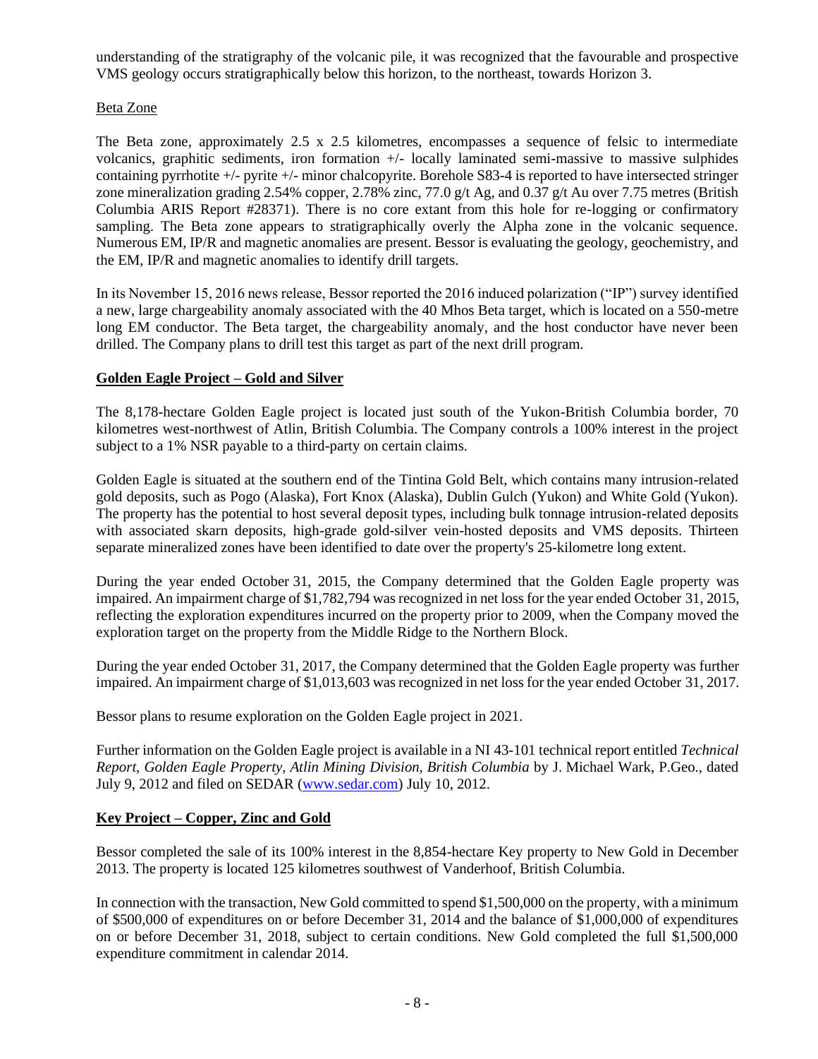understanding of the stratigraphy of the volcanic pile, it was recognized that the favourable and prospective VMS geology occurs stratigraphically below this horizon, to the northeast, towards Horizon 3.

Beta Zone

The Beta zone, approximately 2.5 x 2.5 kilometres, encompasses a sequence of felsic to intermediate volcanics, graphitic sediments, iron formation +/- locally laminated semi-massive to massive sulphides containing pyrrhotite +/- pyrite +/- minor chalcopyrite. Borehole S83-4 is reported to have intersected stringer zone mineralization grading 2.54% copper, 2.78% zinc, 77.0 g/t Ag, and 0.37 g/t Au over 7.75 metres (British Columbia ARIS Report #28371). There is no core extant from this hole for re-logging or confirmatory sampling. The Beta zone appears to stratigraphically overly the Alpha zone in the volcanic sequence. Numerous EM, IP/R and magnetic anomalies are present. Bessor is evaluating the geology, geochemistry, and the EM, IP/R and magnetic anomalies to identify drill targets.

In its November 15, 2016 news release, Bessor reported the 2016 induced polarization ("IP") survey identified a new, large chargeability anomaly associated with the 40 Mhos Beta target, which is located on a 550-metre long EM conductor. The Beta target, the chargeability anomaly, and the host conductor have never been drilled. The Company plans to drill test this target as part of the next drill program.

## Golden Eagle Project – Gold and Silver

The 8,178-hectare Golden Eagle project is located just south of the Yukon-British Columbia border, 70 kilometres west-northwest of Atlin, British Columbia. The Company controls a 100% interest in the project subject to a 1% NSR payable to a third-party on certain claims.

Golden Eagle is situated at the southern end of the Tintina Gold Belt, which contains many intrusion-related gold deposits, such as Pogo (Alaska), Fort Knox (Alaska), Dublin Gulch (Yukon) and White Gold (Yukon). The property has the potential to host several deposit types, including bulk tonnage intrusion-related deposits with associated skarn deposits, high-grade gold-silver vein-hosted deposits and VMS deposits. Thirteen separate mineralized zones have been identified to date over the property's 25-kilometre long extent.

During the year ended October 31, 2015, the Company determined that the Golden Eagle property was impaired. An impairment charge of $1,782,794 was recognized in net loss for the year ended October 31, 2015, reflecting the exploration expenditures incurred on the property prior to 2009, when the Company moved the exploration target on the property from the Middle Ridge to the Northern Block.

During the year ended October 31, 2017, the Company determined that the Golden Eagle property was further impaired. An impairment charge of $1,013,603 was recognized in net loss for the year ended October 31, 2017.

Bessor plans to resume exploration on the Golden Eagle project in 2021.

Further information on the Golden Eagle project is available in a NI 43-101 technical report entitled *Technical Report, Golden Eagle Property, Atlin Mining Division, British Columbia* by J. Michael Wark, P.Geo., dated July 9, 2012 and filed on SEDAR (www.sedar.com) July 10, 2012.

## Key Project – Copper, Zinc and Gold

Bessor completed the sale of its 100% interest in the 8,854-hectare Key property to New Gold in December 2013. The property is located 125 kilometres southwest of Vanderhoof, British Columbia.

In connection with the transaction, New Gold committed to spend $1,500,000 on the property, with a minimum of $500,000 of expenditures on or before December 31, 2014 and the balance of $1,000,000 of expenditures on or before December 31, 2018, subject to certain conditions. New Gold completed the full $1,500,000 expenditure commitment in calendar 2014.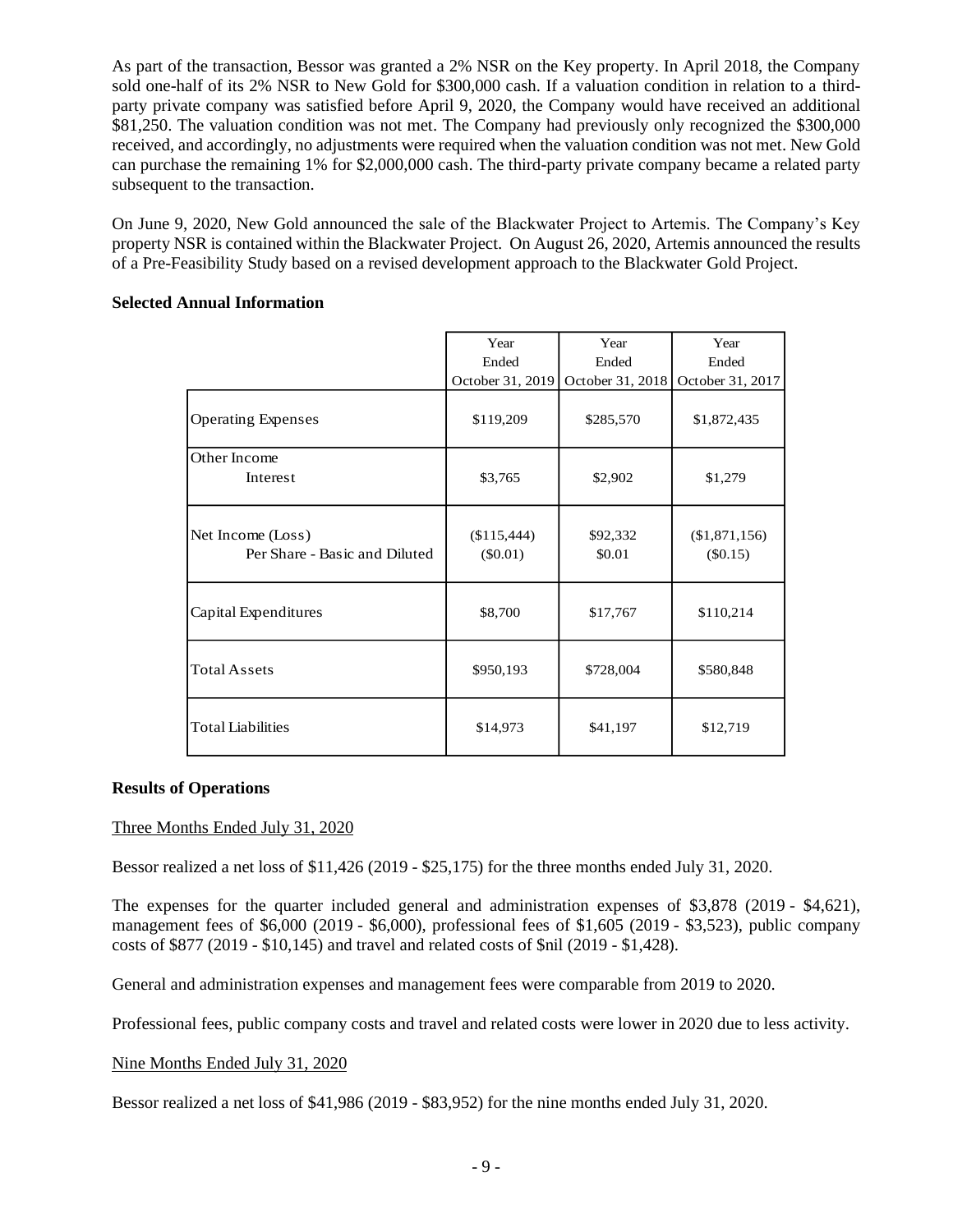As part of the transaction, Bessor was granted a 2% NSR on the Key property. In April 2018, the Company sold one-half of its 2% NSR to New Gold for $300,000 cash. If a valuation condition in relation to a third-party private company was satisfied before April 9, 2020, the Company would have received an additional $81,250. The valuation condition was not met. The Company had previously only recognized the $300,000 received, and accordingly, no adjustments were required when the valuation condition was not met. New Gold can purchase the remaining 1% for $2,000,000 cash. The third-party private company became a related party subsequent to the transaction.

On June 9, 2020, New Gold announced the sale of the Blackwater Project to Artemis. The Company's Key property NSR is contained within the Blackwater Project. On August 26, 2020, Artemis announced the results of a Pre-Feasibility Study based on a revised development approach to the Blackwater Gold Project.

**Selected Annual Information**

| | Year Ended October 31, 2019 | Year Ended October 31, 2018 | Year Ended October 31, 2017 |
|---|---|---|---|
| Operating Expenses | $119,209 | $285,570 | $1,872,435 |
| Other Income<br>Interest | $3,765 | $2,902 | $1,279 |
| Net Income (Loss)<br>Per Share - Basic and Diluted | ($115,444)<br>($0.01) | $92,332<br>$0.01 | ($1,871,156)<br>($0.15) |
| Capital Expenditures | $8,700 | $17,767 | $110,214 |
| Total Assets | $950,193 | $728,004 | $580,848 |
| Total Liabilities | $14,973 | $41,197 | $12,719 |

**Results of Operations**

Three Months Ended July 31, 2020

Bessor realized a net loss of $11,426 (2019 - $25,175) for the three months ended July 31, 2020.

The expenses for the quarter included general and administration expenses of $3,878 (2019 - $4,621), management fees of $6,000 (2019 - $6,000), professional fees of $1,605 (2019 - $3,523), public company costs of $877 (2019 - $10,145) and travel and related costs of $nil (2019 - $1,428).

General and administration expenses and management fees were comparable from 2019 to 2020.

Professional fees, public company costs and travel and related costs were lower in 2020 due to less activity.

Nine Months Ended July 31, 2020

Bessor realized a net loss of $41,986 (2019 - $83,952) for the nine months ended July 31, 2020.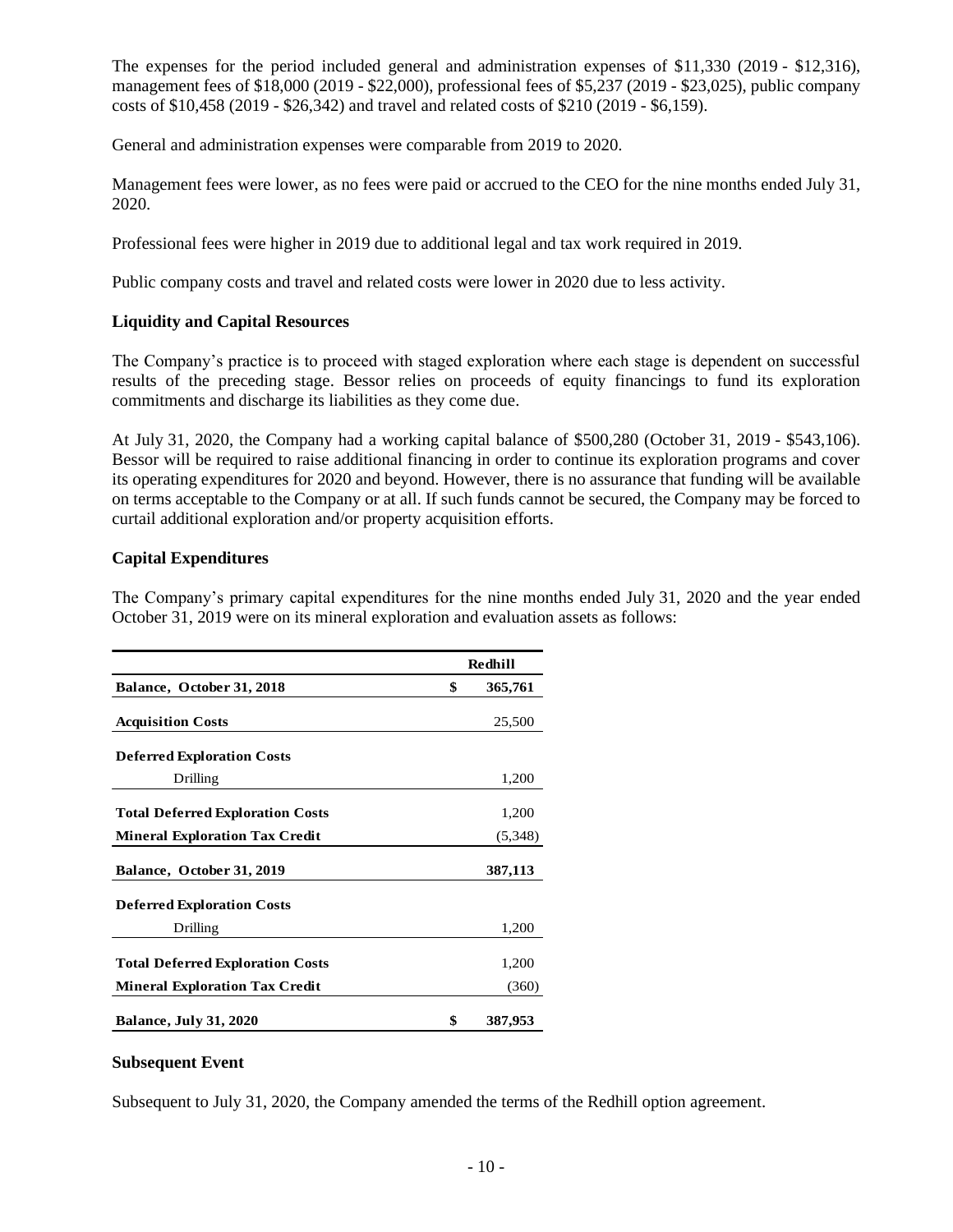The expenses for the period included general and administration expenses of $11,330 (2019 - $12,316), management fees of $18,000 (2019 - $22,000), professional fees of $5,237 (2019 - $23,025), public company costs of $10,458 (2019 - $26,342) and travel and related costs of $210 (2019 - $6,159).

General and administration expenses were comparable from 2019 to 2020.

Management fees were lower, as no fees were paid or accrued to the CEO for the nine months ended July 31, 2020.

Professional fees were higher in 2019 due to additional legal and tax work required in 2019.

Public company costs and travel and related costs were lower in 2020 due to less activity.

### Liquidity and Capital Resources

The Company's practice is to proceed with staged exploration where each stage is dependent on successful results of the preceding stage. Bessor relies on proceeds of equity financings to fund its exploration commitments and discharge its liabilities as they come due.

At July 31, 2020, the Company had a working capital balance of $500,280 (October 31, 2019 - $543,106). Bessor will be required to raise additional financing in order to continue its exploration programs and cover its operating expenditures for 2020 and beyond. However, there is no assurance that funding will be available on terms acceptable to the Company or at all. If such funds cannot be secured, the Company may be forced to curtail additional exploration and/or property acquisition efforts.

### Capital Expenditures

The Company's primary capital expenditures for the nine months ended July 31, 2020 and the year ended October 31, 2019 were on its mineral exploration and evaluation assets as follows:

| | Redhill |
|---|---|
| **Balance, October 31, 2018** | **$ 365,761** |
| **Acquisition Costs** | 25,500 |
| **Deferred Exploration Costs** | |
| Drilling | 1,200 |
| **Total Deferred Exploration Costs** | 1,200 |
| **Mineral Exploration Tax Credit** | (5,348) |
| **Balance, October 31, 2019** | **387,113** |
| **Deferred Exploration Costs** | |
| Drilling | 1,200 |
| **Total Deferred Exploration Costs** | 1,200 |
| **Mineral Exploration Tax Credit** | (360) |
| **Balance, July 31, 2020** | **$ 387,953** |

### Subsequent Event

Subsequent to July 31, 2020, the Company amended the terms of the Redhill option agreement.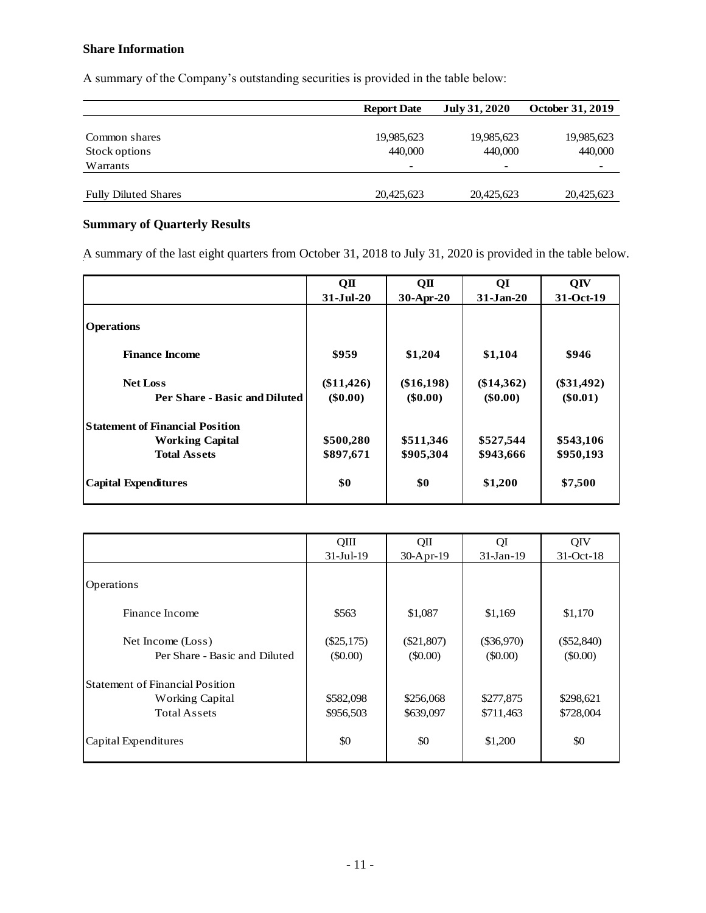### Share Information

A summary of the Company's outstanding securities is provided in the table below:

| | Report Date | July 31, 2020 | October 31, 2019 |
|---|---|---|---|
| Common shares | 19,985,623 | 19,985,623 | 19,985,623 |
| Stock options | 440,000 | 440,000 | 440,000 |
| Warrants | - | - | - |
| Fully Diluted Shares | 20,425,623 | 20,425,623 | 20,425,623 |

### Summary of Quarterly Results

A summary of the last eight quarters from October 31, 2018 to July 31, 2020 is provided in the table below.

| | QII<br>31-Jul-20 | QII<br>30-Apr-20 | QI<br>31-Jan-20 | QIV<br>31-Oct-19 |
|---|---|---|---|---|
| **Operations** | | | | |
| **Finance Income** | **$959** | **$1,204** | **$1,104** | **$946** |
| **Net Loss** | **($11,426)** | **($16,198)** | **($14,362)** | **($31,492)** |
| **Per Share - Basic and Diluted** | **($0.00)** | **($0.00)** | **($0.00)** | **($0.01)** |
| **Statement of Financial Position** | | | | |
| **Working Capital** | **$500,280** | **$511,346** | **$527,544** | **$543,106** |
| **Total Assets** | **$897,671** | **$905,304** | **$943,666** | **$950,193** |
| **Capital Expenditures** | **$0** | **$0** | **$1,200** | **$7,500** |

| | QIII<br>31-Jul-19 | QII<br>30-Apr-19 | QI<br>31-Jan-19 | QIV<br>31-Oct-18 |
|---|---|---|---|---|
| Operations | | | | |
| Finance Income | $563 | $1,087 | $1,169 | $1,170 |
| Net Income (Loss) | ($25,175) | ($21,807) | ($36,970) | ($52,840) |
| Per Share - Basic and Diluted | ($0.00) | ($0.00) | ($0.00) | ($0.00) |
| Statement of Financial Position | | | | |
| Working Capital | $582,098 | $256,068 | $277,875 | $298,621 |
| Total Assets | $956,503 | $639,097 | $711,463 | $728,004 |
| Capital Expenditures | $0 | $0 | $1,200 | $0 |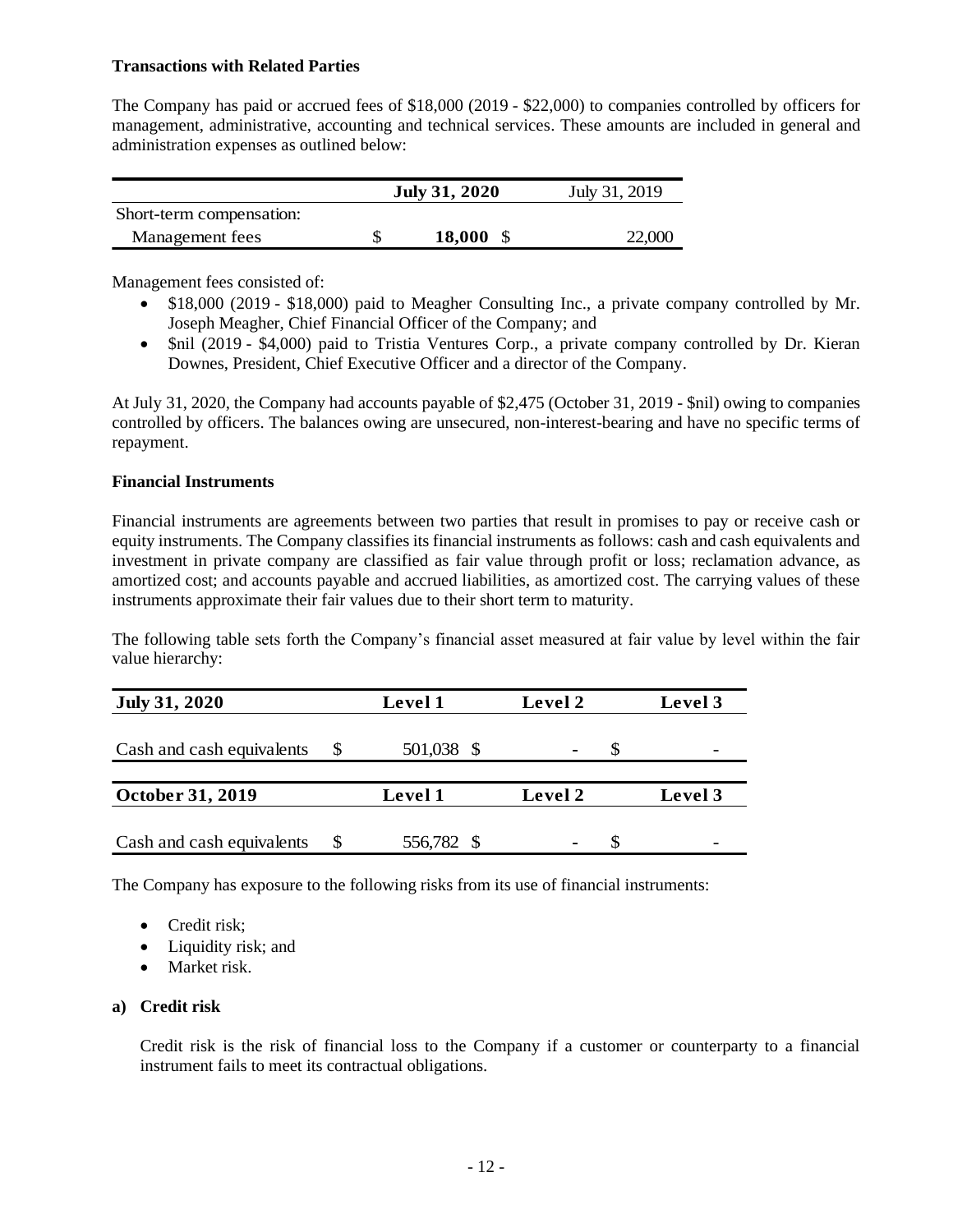**Transactions with Related Parties**

The Company has paid or accrued fees of \$18,000 (2019 - \$22,000) to companies controlled by officers for management, administrative, accounting and technical services. These amounts are included in general and administration expenses as outlined below:

| | July 31, 2020 | July 31, 2019 |
|---|---|---|
| Short-term compensation: | | |
| Management fees | \$ 18,000 | \$ 22,000 |

Management fees consisted of:

- \$18,000 (2019 - \$18,000) paid to Meagher Consulting Inc., a private company controlled by Mr. Joseph Meagher, Chief Financial Officer of the Company; and
- \$nil (2019 - \$4,000) paid to Tristia Ventures Corp., a private company controlled by Dr. Kieran Downes, President, Chief Executive Officer and a director of the Company.

At July 31, 2020, the Company had accounts payable of \$2,475 (October 31, 2019 - \$nil) owing to companies controlled by officers. The balances owing are unsecured, non-interest-bearing and have no specific terms of repayment.

**Financial Instruments**

Financial instruments are agreements between two parties that result in promises to pay or receive cash or equity instruments. The Company classifies its financial instruments as follows: cash and cash equivalents and investment in private company are classified as fair value through profit or loss; reclamation advance, as amortized cost; and accounts payable and accrued liabilities, as amortized cost. The carrying values of these instruments approximate their fair values due to their short term to maturity.

The following table sets forth the Company's financial asset measured at fair value by level within the fair value hierarchy:

| July 31, 2020 | Level 1 | Level 2 | Level 3 |
|---|---|---|---|
| Cash and cash equivalents | \$ 501,038 | \$ - | \$ - |
| **October 31, 2019** | **Level 1** | **Level 2** | **Level 3** |
| Cash and cash equivalents | \$ 556,782 | \$ - | \$ - |

The Company has exposure to the following risks from its use of financial instruments:

- Credit risk;
- Liquidity risk; and
- Market risk.

**a) Credit risk**

Credit risk is the risk of financial loss to the Company if a customer or counterparty to a financial instrument fails to meet its contractual obligations.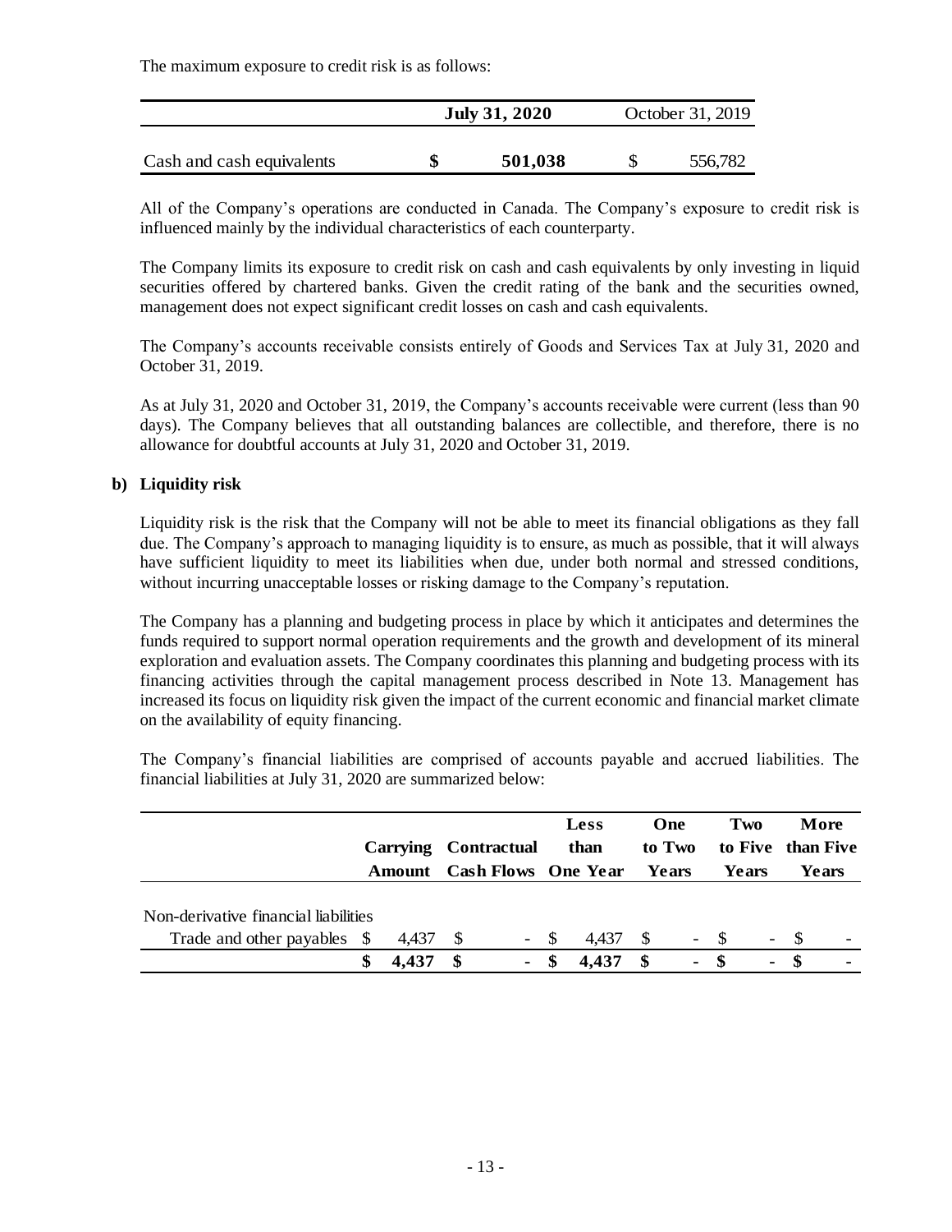The maximum exposure to credit risk is as follows:

| | July 31, 2020 | October 31, 2019 |
|---|---|---|
| Cash and cash equivalents | $ 501,038 | $ 556,782 |

All of the Company's operations are conducted in Canada. The Company's exposure to credit risk is influenced mainly by the individual characteristics of each counterparty.

The Company limits its exposure to credit risk on cash and cash equivalents by only investing in liquid securities offered by chartered banks. Given the credit rating of the bank and the securities owned, management does not expect significant credit losses on cash and cash equivalents.

The Company's accounts receivable consists entirely of Goods and Services Tax at July 31, 2020 and October 31, 2019.

As at July 31, 2020 and October 31, 2019, the Company's accounts receivable were current (less than 90 days). The Company believes that all outstanding balances are collectible, and therefore, there is no allowance for doubtful accounts at July 31, 2020 and October 31, 2019.

**b) Liquidity risk**

Liquidity risk is the risk that the Company will not be able to meet its financial obligations as they fall due. The Company's approach to managing liquidity is to ensure, as much as possible, that it will always have sufficient liquidity to meet its liabilities when due, under both normal and stressed conditions, without incurring unacceptable losses or risking damage to the Company's reputation.

The Company has a planning and budgeting process in place by which it anticipates and determines the funds required to support normal operation requirements and the growth and development of its mineral exploration and evaluation assets. The Company coordinates this planning and budgeting process with its financing activities through the capital management process described in Note 13. Management has increased its focus on liquidity risk given the impact of the current economic and financial market climate on the availability of equity financing.

The Company's financial liabilities are comprised of accounts payable and accrued liabilities. The financial liabilities at July 31, 2020 are summarized below:

| | Carrying Amount | Contractual Cash Flows | Less than One Year | One to Two Years | Two to Five Years | More than Five Years |
|---|---|---|---|---|---|---|
| Non-derivative financial liabilities | | | | | | |
| Trade and other payables | $ 4,437 | $ - | $ 4,437 | $ - | $ - | $ - |
| | **$ 4,437** | **$ -** | **$ 4,437** | **$ -** | **$ -** | **$ -** |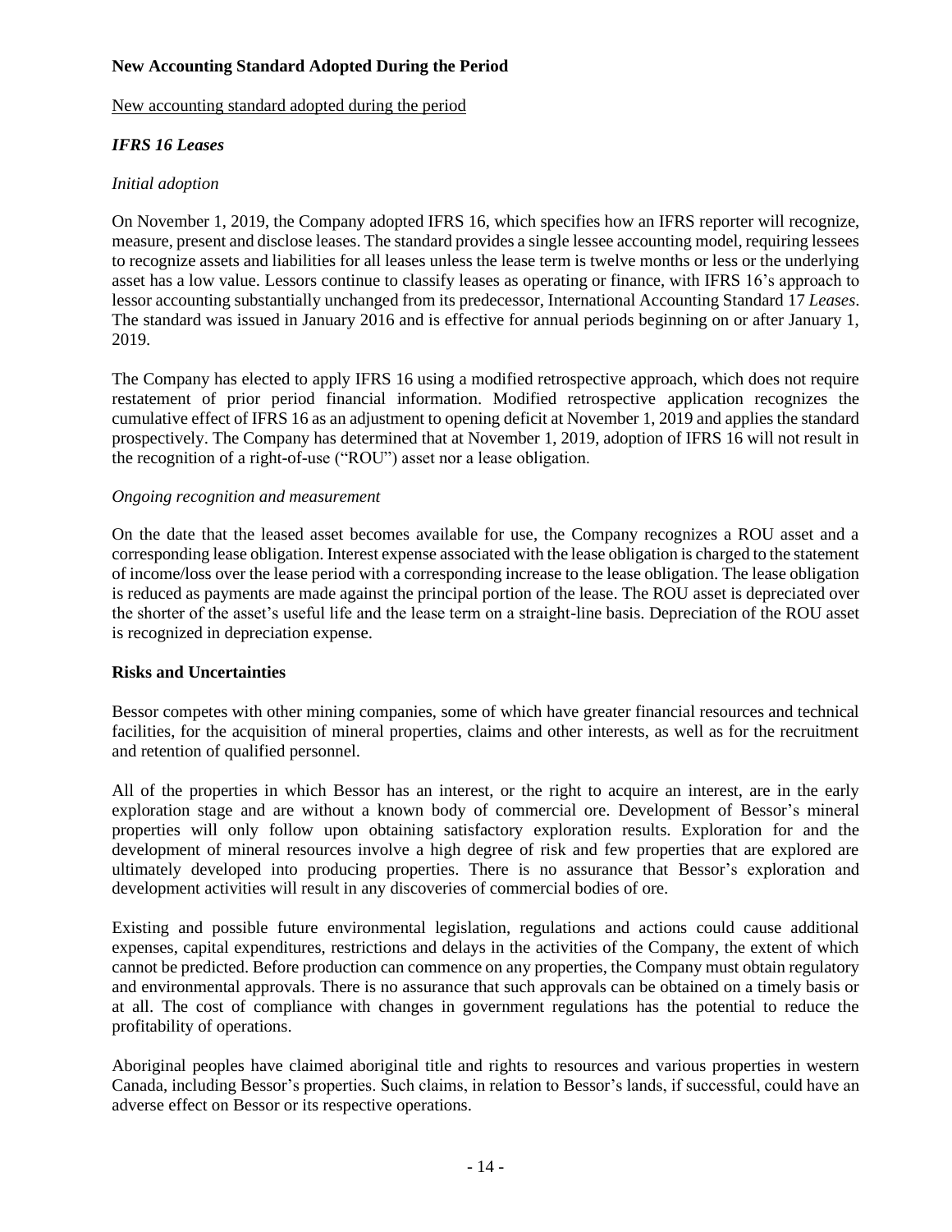## New Accounting Standard Adopted During the Period

<u>New accounting standard adopted during the period</u>

### *IFRS 16 Leases*

*Initial adoption*

On November 1, 2019, the Company adopted IFRS 16, which specifies how an IFRS reporter will recognize, measure, present and disclose leases. The standard provides a single lessee accounting model, requiring lessees to recognize assets and liabilities for all leases unless the lease term is twelve months or less or the underlying asset has a low value. Lessors continue to classify leases as operating or finance, with IFRS 16's approach to lessor accounting substantially unchanged from its predecessor, International Accounting Standard 17 *Leases*. The standard was issued in January 2016 and is effective for annual periods beginning on or after January 1, 2019.

The Company has elected to apply IFRS 16 using a modified retrospective approach, which does not require restatement of prior period financial information. Modified retrospective application recognizes the cumulative effect of IFRS 16 as an adjustment to opening deficit at November 1, 2019 and applies the standard prospectively. The Company has determined that at November 1, 2019, adoption of IFRS 16 will not result in the recognition of a right-of-use ("ROU") asset nor a lease obligation.

*Ongoing recognition and measurement*

On the date that the leased asset becomes available for use, the Company recognizes a ROU asset and a corresponding lease obligation. Interest expense associated with the lease obligation is charged to the statement of income/loss over the lease period with a corresponding increase to the lease obligation. The lease obligation is reduced as payments are made against the principal portion of the lease. The ROU asset is depreciated over the shorter of the asset's useful life and the lease term on a straight-line basis. Depreciation of the ROU asset is recognized in depreciation expense.

## Risks and Uncertainties

Bessor competes with other mining companies, some of which have greater financial resources and technical facilities, for the acquisition of mineral properties, claims and other interests, as well as for the recruitment and retention of qualified personnel.

All of the properties in which Bessor has an interest, or the right to acquire an interest, are in the early exploration stage and are without a known body of commercial ore. Development of Bessor's mineral properties will only follow upon obtaining satisfactory exploration results. Exploration for and the development of mineral resources involve a high degree of risk and few properties that are explored are ultimately developed into producing properties. There is no assurance that Bessor's exploration and development activities will result in any discoveries of commercial bodies of ore.

Existing and possible future environmental legislation, regulations and actions could cause additional expenses, capital expenditures, restrictions and delays in the activities of the Company, the extent of which cannot be predicted. Before production can commence on any properties, the Company must obtain regulatory and environmental approvals. There is no assurance that such approvals can be obtained on a timely basis or at all. The cost of compliance with changes in government regulations has the potential to reduce the profitability of operations.

Aboriginal peoples have claimed aboriginal title and rights to resources and various properties in western Canada, including Bessor's properties. Such claims, in relation to Bessor's lands, if successful, could have an adverse effect on Bessor or its respective operations.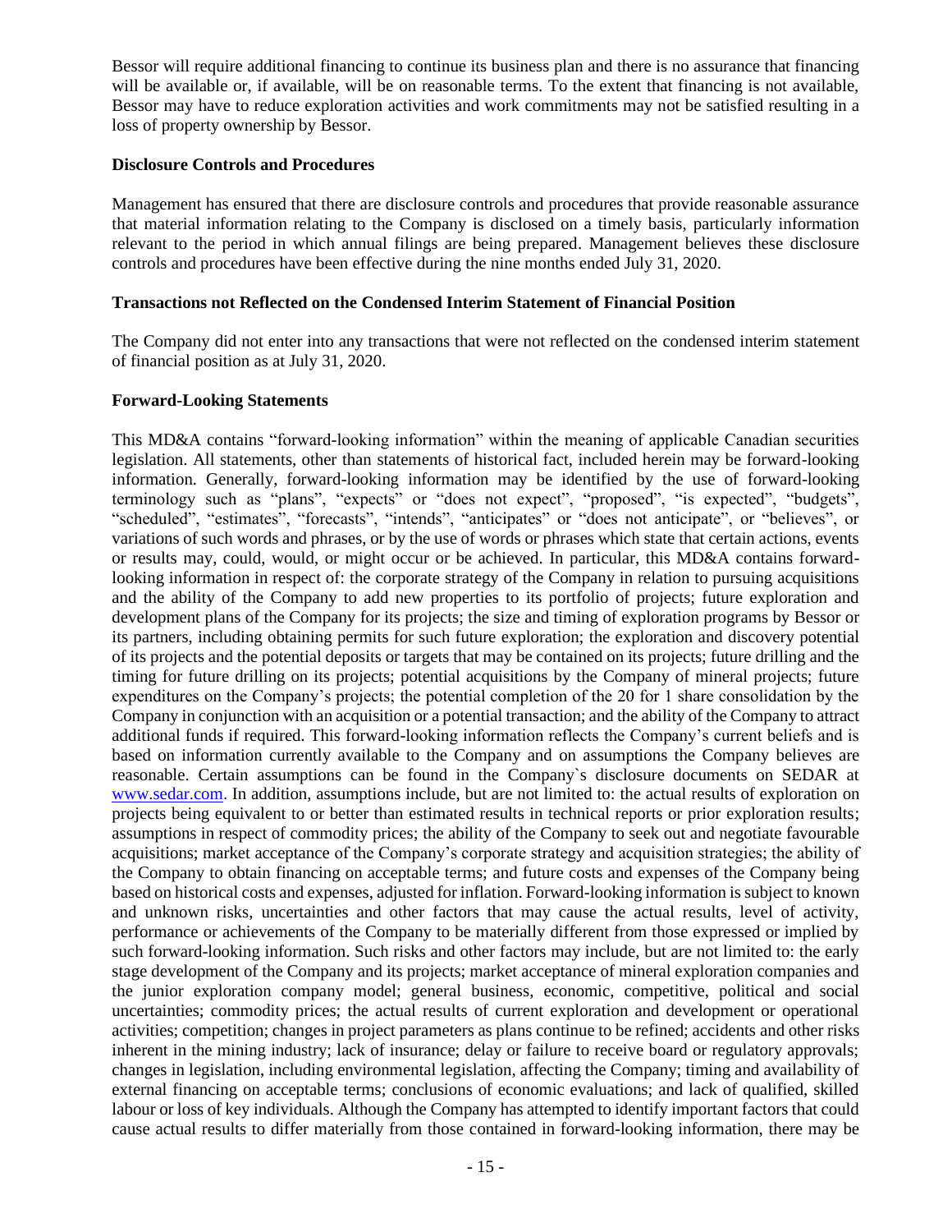Bessor will require additional financing to continue its business plan and there is no assurance that financing will be available or, if available, will be on reasonable terms. To the extent that financing is not available, Bessor may have to reduce exploration activities and work commitments may not be satisfied resulting in a loss of property ownership by Bessor.

**Disclosure Controls and Procedures**

Management has ensured that there are disclosure controls and procedures that provide reasonable assurance that material information relating to the Company is disclosed on a timely basis, particularly information relevant to the period in which annual filings are being prepared. Management believes these disclosure controls and procedures have been effective during the nine months ended July 31, 2020.

**Transactions not Reflected on the Condensed Interim Statement of Financial Position**

The Company did not enter into any transactions that were not reflected on the condensed interim statement of financial position as at July 31, 2020.

**Forward-Looking Statements**

This MD&A contains "forward-looking information" within the meaning of applicable Canadian securities legislation. All statements, other than statements of historical fact, included herein may be forward-looking information. Generally, forward-looking information may be identified by the use of forward-looking terminology such as "plans", "expects" or "does not expect", "proposed", "is expected", "budgets", "scheduled", "estimates", "forecasts", "intends", "anticipates" or "does not anticipate", or "believes", or variations of such words and phrases, or by the use of words or phrases which state that certain actions, events or results may, could, would, or might occur or be achieved. In particular, this MD&A contains forward-looking information in respect of: the corporate strategy of the Company in relation to pursuing acquisitions and the ability of the Company to add new properties to its portfolio of projects; future exploration and development plans of the Company for its projects; the size and timing of exploration programs by Bessor or its partners, including obtaining permits for such future exploration; the exploration and discovery potential of its projects and the potential deposits or targets that may be contained on its projects; future drilling and the timing for future drilling on its projects; potential acquisitions by the Company of mineral projects; future expenditures on the Company's projects; the potential completion of the 20 for 1 share consolidation by the Company in conjunction with an acquisition or a potential transaction; and the ability of the Company to attract additional funds if required. This forward-looking information reflects the Company's current beliefs and is based on information currently available to the Company and on assumptions the Company believes are reasonable. Certain assumptions can be found in the Company`s disclosure documents on SEDAR at www.sedar.com. In addition, assumptions include, but are not limited to: the actual results of exploration on projects being equivalent to or better than estimated results in technical reports or prior exploration results; assumptions in respect of commodity prices; the ability of the Company to seek out and negotiate favourable acquisitions; market acceptance of the Company's corporate strategy and acquisition strategies; the ability of the Company to obtain financing on acceptable terms; and future costs and expenses of the Company being based on historical costs and expenses, adjusted for inflation. Forward-looking information is subject to known and unknown risks, uncertainties and other factors that may cause the actual results, level of activity, performance or achievements of the Company to be materially different from those expressed or implied by such forward-looking information. Such risks and other factors may include, but are not limited to: the early stage development of the Company and its projects; market acceptance of mineral exploration companies and the junior exploration company model; general business, economic, competitive, political and social uncertainties; commodity prices; the actual results of current exploration and development or operational activities; competition; changes in project parameters as plans continue to be refined; accidents and other risks inherent in the mining industry; lack of insurance; delay or failure to receive board or regulatory approvals; changes in legislation, including environmental legislation, affecting the Company; timing and availability of external financing on acceptable terms; conclusions of economic evaluations; and lack of qualified, skilled labour or loss of key individuals. Although the Company has attempted to identify important factors that could cause actual results to differ materially from those contained in forward-looking information, there may be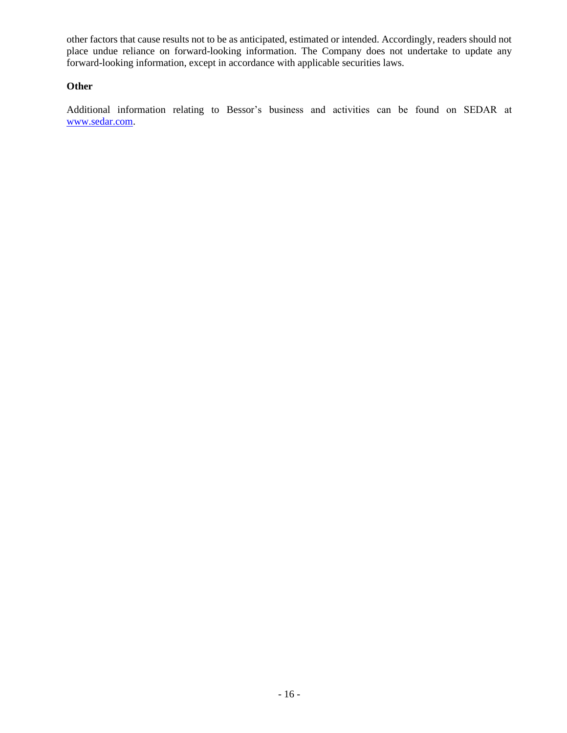other factors that cause results not to be as anticipated, estimated or intended. Accordingly, readers should not place undue reliance on forward-looking information. The Company does not undertake to update any forward-looking information, except in accordance with applicable securities laws.

**Other**

Additional information relating to Bessor's business and activities can be found on SEDAR at [www.sedar.com](http://www.sedar.com).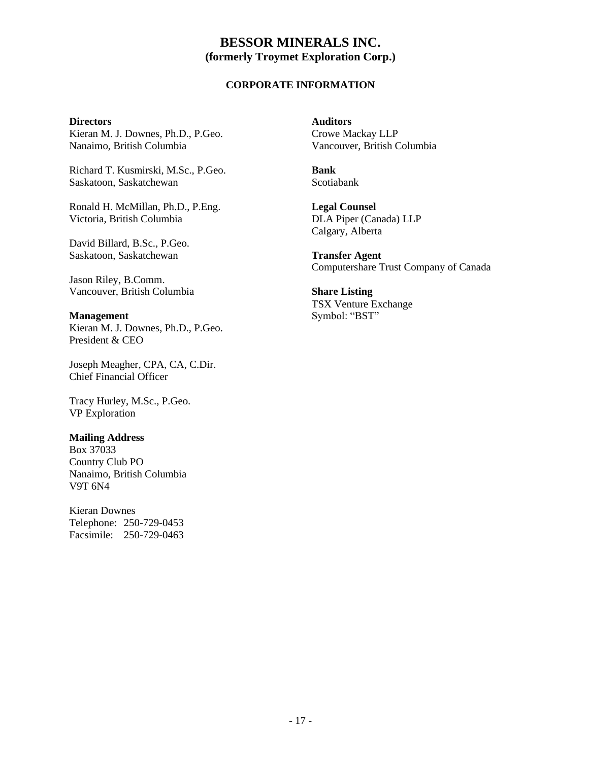# BESSOR MINERALS INC.
## (formerly Troymet Exploration Corp.)

### CORPORATE INFORMATION

**Directors**
Kieran M. J. Downes, Ph.D., P.Geo.
Nanaimo, British Columbia

Richard T. Kusmirski, M.Sc., P.Geo.
Saskatoon, Saskatchewan

Ronald H. McMillan, Ph.D., P.Eng.
Victoria, British Columbia

David Billard, B.Sc., P.Geo.
Saskatoon, Saskatchewan

Jason Riley, B.Comm.
Vancouver, British Columbia

**Management**
Kieran M. J. Downes, Ph.D., P.Geo.
President & CEO

Joseph Meagher, CPA, CA, C.Dir.
Chief Financial Officer

Tracy Hurley, M.Sc., P.Geo.
VP Exploration

**Mailing Address**
Box 37033
Country Club PO
Nanaimo, British Columbia
V9T 6N4

Kieran Downes
Telephone: 250-729-0453
Facsimile: 250-729-0463

**Auditors**
Crowe Mackay LLP
Vancouver, British Columbia

**Bank**
Scotiabank

**Legal Counsel**
DLA Piper (Canada) LLP
Calgary, Alberta

**Transfer Agent**
Computershare Trust Company of Canada

**Share Listing**
TSX Venture Exchange
Symbol: "BST"